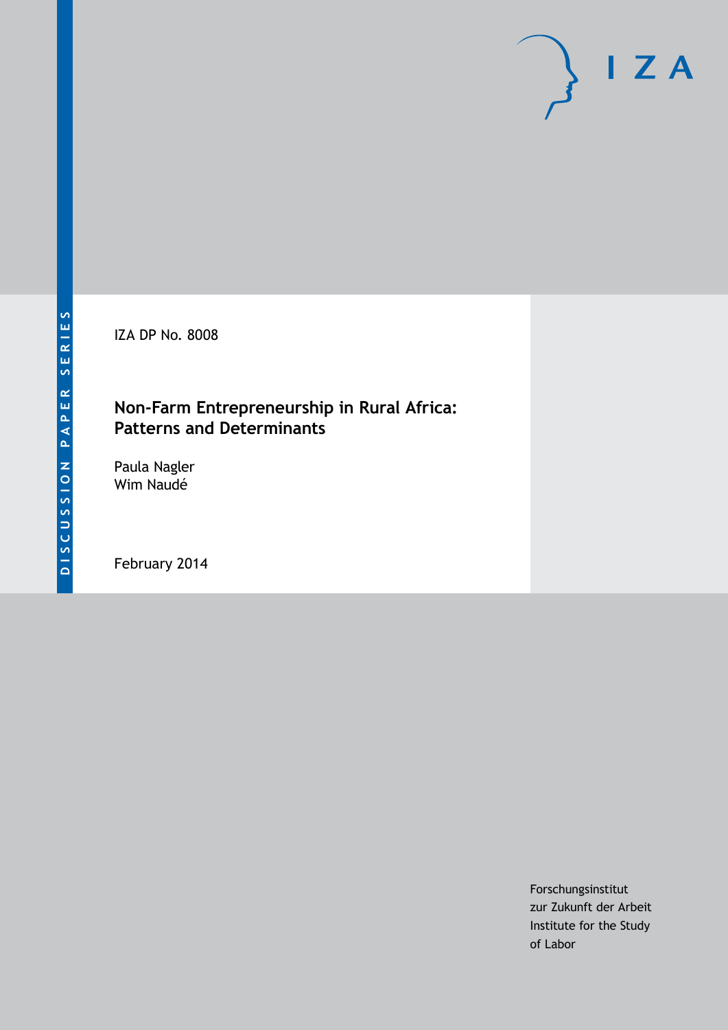DISCUSSION PAPER SERIES

IZA DP No. 8008

# Non-Farm Entrepreneurship in Rural Africa: Patterns and Determinants

Paula Nagler
Wim Naudé

February 2014

Forschungsinstitut
zur Zukunft der Arbeit
Institute for the Study
of Labor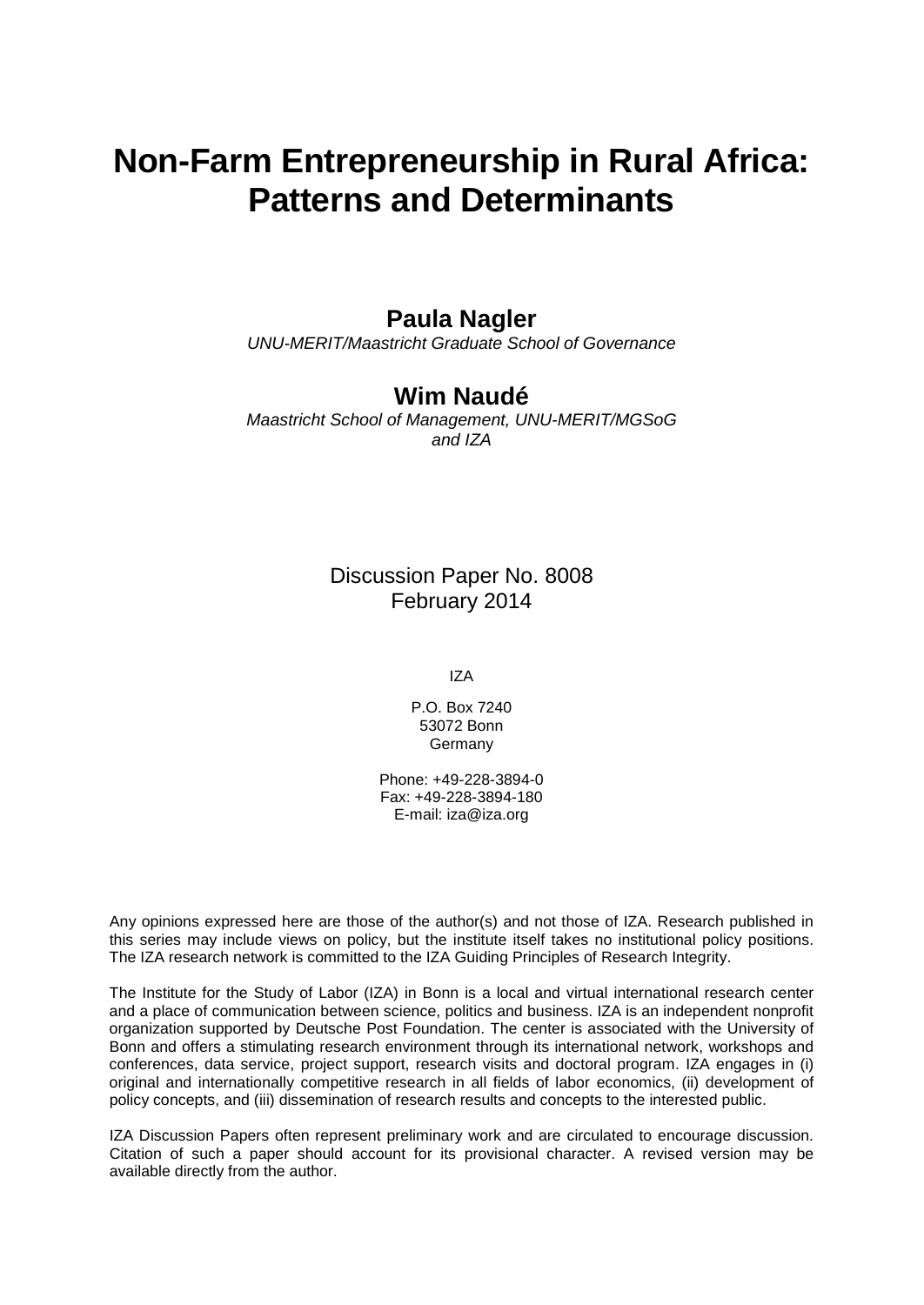# Non-Farm Entrepreneurship in Rural Africa: Patterns and Determinants

**Paula Nagler**
*UNU-MERIT/Maastricht Graduate School of Governance*

**Wim Naudé**
*Maastricht School of Management, UNU-MERIT/MGSoG and IZA*

Discussion Paper No. 8008
February 2014

IZA

P.O. Box 7240
53072 Bonn
Germany

Phone: +49-228-3894-0
Fax: +49-228-3894-180
E-mail: iza@iza.org

Any opinions expressed here are those of the author(s) and not those of IZA. Research published in this series may include views on policy, but the institute itself takes no institutional policy positions. The IZA research network is committed to the IZA Guiding Principles of Research Integrity.

The Institute for the Study of Labor (IZA) in Bonn is a local and virtual international research center and a place of communication between science, politics and business. IZA is an independent nonprofit organization supported by Deutsche Post Foundation. The center is associated with the University of Bonn and offers a stimulating research environment through its international network, workshops and conferences, data service, project support, research visits and doctoral program. IZA engages in (i) original and internationally competitive research in all fields of labor economics, (ii) development of policy concepts, and (iii) dissemination of research results and concepts to the interested public.

IZA Discussion Papers often represent preliminary work and are circulated to encourage discussion. Citation of such a paper should account for its provisional character. A revised version may be available directly from the author.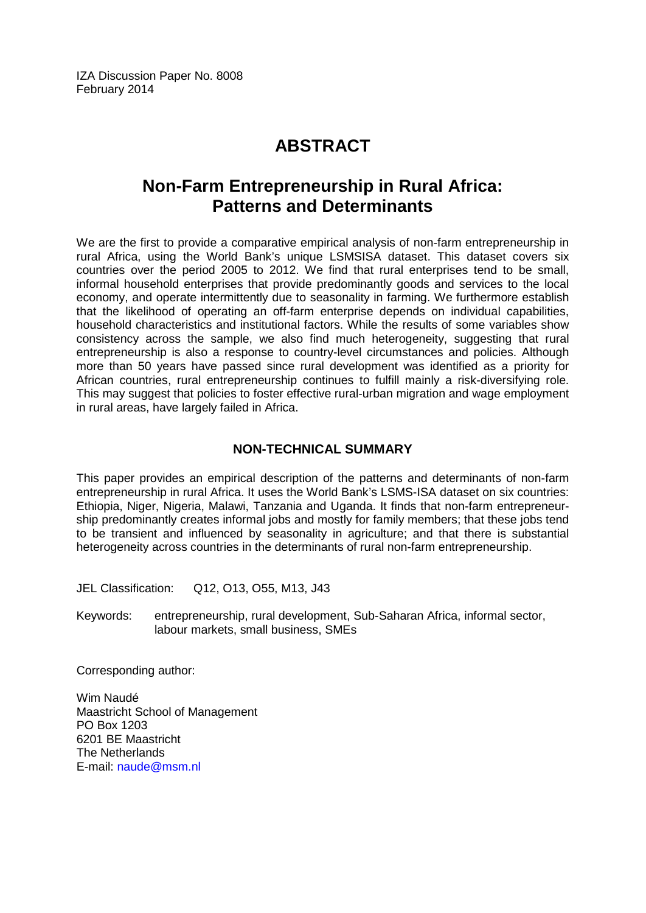IZA Discussion Paper No. 8008
February 2014

# ABSTRACT

## Non-Farm Entrepreneurship in Rural Africa: Patterns and Determinants

We are the first to provide a comparative empirical analysis of non-farm entrepreneurship in rural Africa, using the World Bank's unique LSMSISA dataset. This dataset covers six countries over the period 2005 to 2012. We find that rural enterprises tend to be small, informal household enterprises that provide predominantly goods and services to the local economy, and operate intermittently due to seasonality in farming. We furthermore establish that the likelihood of operating an off-farm enterprise depends on individual capabilities, household characteristics and institutional factors. While the results of some variables show consistency across the sample, we also find much heterogeneity, suggesting that rural entrepreneurship is also a response to country-level circumstances and policies. Although more than 50 years have passed since rural development was identified as a priority for African countries, rural entrepreneurship continues to fulfill mainly a risk-diversifying role. This may suggest that policies to foster effective rural-urban migration and wage employment in rural areas, have largely failed in Africa.

### NON-TECHNICAL SUMMARY

This paper provides an empirical description of the patterns and determinants of non-farm entrepreneurship in rural Africa. It uses the World Bank's LSMS-ISA dataset on six countries: Ethiopia, Niger, Nigeria, Malawi, Tanzania and Uganda. It finds that non-farm entrepreneurship predominantly creates informal jobs and mostly for family members; that these jobs tend to be transient and influenced by seasonality in agriculture; and that there is substantial heterogeneity across countries in the determinants of rural non-farm entrepreneurship.

JEL Classification: Q12, O13, O55, M13, J43

Keywords: entrepreneurship, rural development, Sub-Saharan Africa, informal sector, labour markets, small business, SMEs

Corresponding author:

Wim Naudé
Maastricht School of Management
PO Box 1203
6201 BE Maastricht
The Netherlands
E-mail: naude@msm.nl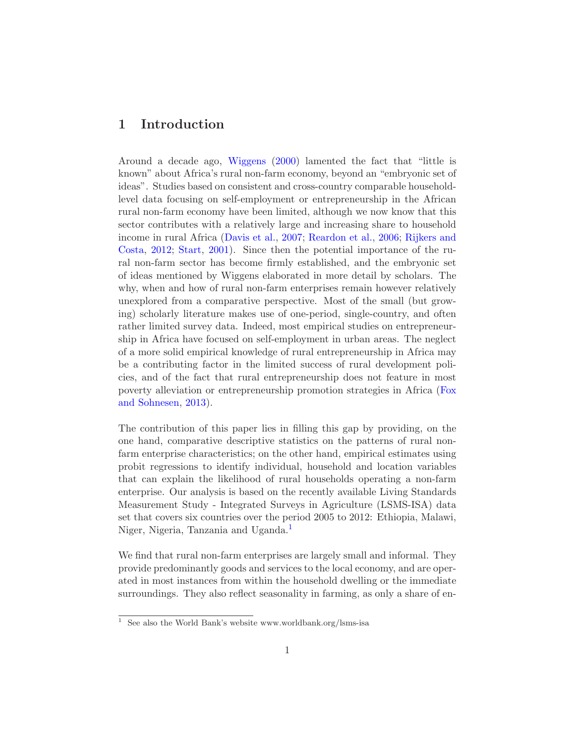# 1 Introduction

Around a decade ago, Wiggens (2000) lamented the fact that "little is known" about Africa's rural non-farm economy, beyond an "embryonic set of ideas". Studies based on consistent and cross-country comparable household-level data focusing on self-employment or entrepreneurship in the African rural non-farm economy have been limited, although we now know that this sector contributes with a relatively large and increasing share to household income in rural Africa (Davis et al., 2007; Reardon et al., 2006; Rijkers and Costa, 2012; Start, 2001). Since then the potential importance of the rural non-farm sector has become firmly established, and the embryonic set of ideas mentioned by Wiggens elaborated in more detail by scholars. The why, when and how of rural non-farm enterprises remain however relatively unexplored from a comparative perspective. Most of the small (but growing) scholarly literature makes use of one-period, single-country, and often rather limited survey data. Indeed, most empirical studies on entrepreneurship in Africa have focused on self-employment in urban areas. The neglect of a more solid empirical knowledge of rural entrepreneurship in Africa may be a contributing factor in the limited success of rural development policies, and of the fact that rural entrepreneurship does not feature in most poverty alleviation or entrepreneurship promotion strategies in Africa (Fox and Sohnesen, 2013).

The contribution of this paper lies in filling this gap by providing, on the one hand, comparative descriptive statistics on the patterns of rural non-farm enterprise characteristics; on the other hand, empirical estimates using probit regressions to identify individual, household and location variables that can explain the likelihood of rural households operating a non-farm enterprise. Our analysis is based on the recently available Living Standards Measurement Study - Integrated Surveys in Agriculture (LSMS-ISA) data set that covers six countries over the period 2005 to 2012: Ethiopia, Malawi, Niger, Nigeria, Tanzania and Uganda.[1]

We find that rural non-farm enterprises are largely small and informal. They provide predominantly goods and services to the local economy, and are operated in most instances from within the household dwelling or the immediate surroundings. They also reflect seasonality in farming, as only a share of en-

[1] See also the World Bank's website www.worldbank.org/lsms-isa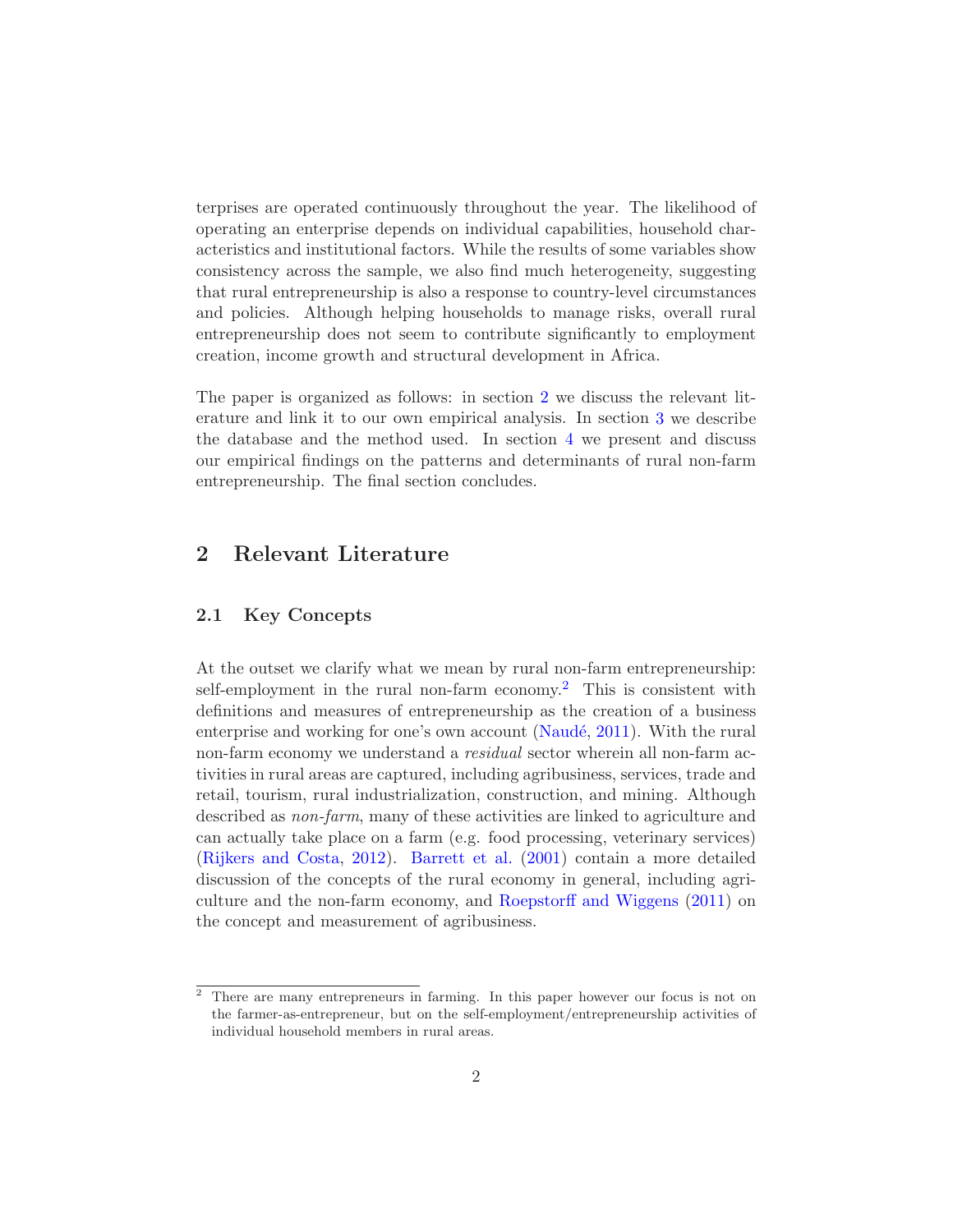terprises are operated continuously throughout the year. The likelihood of operating an enterprise depends on individual capabilities, household characteristics and institutional factors. While the results of some variables show consistency across the sample, we also find much heterogeneity, suggesting that rural entrepreneurship is also a response to country-level circumstances and policies. Although helping households to manage risks, overall rural entrepreneurship does not seem to contribute significantly to employment creation, income growth and structural development in Africa.

The paper is organized as follows: in section 2 we discuss the relevant literature and link it to our own empirical analysis. In section 3 we describe the database and the method used. In section 4 we present and discuss our empirical findings on the patterns and determinants of rural non-farm entrepreneurship. The final section concludes.

## 2 Relevant Literature

### 2.1 Key Concepts

At the outset we clarify what we mean by rural non-farm entrepreneurship: self-employment in the rural non-farm economy.[2] This is consistent with definitions and measures of entrepreneurship as the creation of a business enterprise and working for one's own account (Naudé, 2011). With the rural non-farm economy we understand a *residual* sector wherein all non-farm activities in rural areas are captured, including agribusiness, services, trade and retail, tourism, rural industrialization, construction, and mining. Although described as *non-farm*, many of these activities are linked to agriculture and can actually take place on a farm (e.g. food processing, veterinary services) (Rijkers and Costa, 2012). Barrett et al. (2001) contain a more detailed discussion of the concepts of the rural economy in general, including agriculture and the non-farm economy, and Roepstorff and Wiggens (2011) on the concept and measurement of agribusiness.

[2] There are many entrepreneurs in farming. In this paper however our focus is not on the farmer-as-entrepreneur, but on the self-employment/entrepreneurship activities of individual household members in rural areas.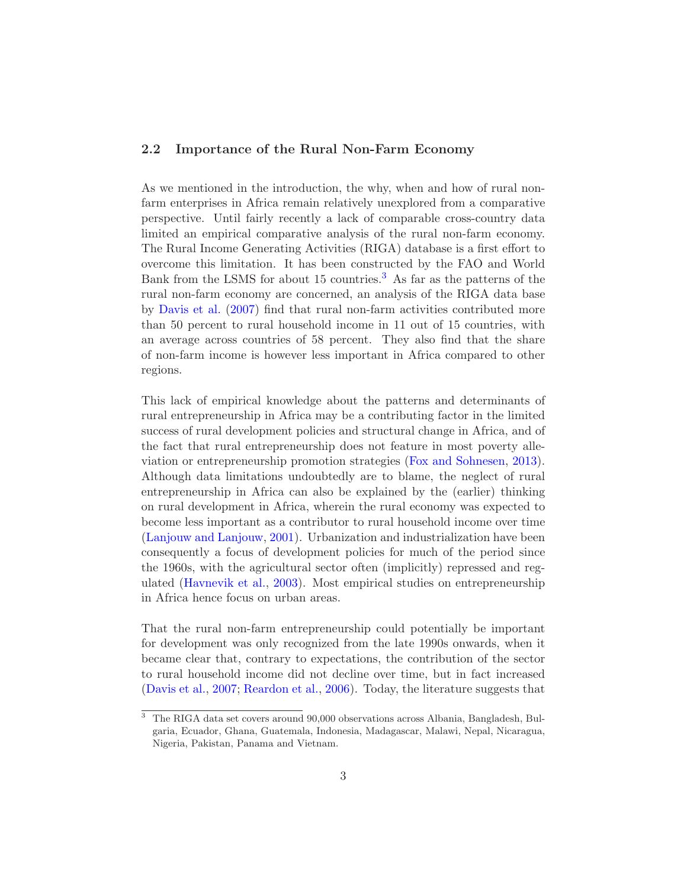## 2.2 Importance of the Rural Non-Farm Economy

As we mentioned in the introduction, the why, when and how of rural non-farm enterprises in Africa remain relatively unexplored from a comparative perspective. Until fairly recently a lack of comparable cross-country data limited an empirical comparative analysis of the rural non-farm economy. The Rural Income Generating Activities (RIGA) database is a first effort to overcome this limitation. It has been constructed by the FAO and World Bank from the LSMS for about 15 countries.[3] As far as the patterns of the rural non-farm economy are concerned, an analysis of the RIGA data base by Davis et al. (2007) find that rural non-farm activities contributed more than 50 percent to rural household income in 11 out of 15 countries, with an average across countries of 58 percent. They also find that the share of non-farm income is however less important in Africa compared to other regions.

This lack of empirical knowledge about the patterns and determinants of rural entrepreneurship in Africa may be a contributing factor in the limited success of rural development policies and structural change in Africa, and of the fact that rural entrepreneurship does not feature in most poverty alleviation or entrepreneurship promotion strategies (Fox and Sohnesen, 2013). Although data limitations undoubtedly are to blame, the neglect of rural entrepreneurship in Africa can also be explained by the (earlier) thinking on rural development in Africa, wherein the rural economy was expected to become less important as a contributor to rural household income over time (Lanjouw and Lanjouw, 2001). Urbanization and industrialization have been consequently a focus of development policies for much of the period since the 1960s, with the agricultural sector often (implicitly) repressed and regulated (Havnevik et al., 2003). Most empirical studies on entrepreneurship in Africa hence focus on urban areas.

That the rural non-farm entrepreneurship could potentially be important for development was only recognized from the late 1990s onwards, when it became clear that, contrary to expectations, the contribution of the sector to rural household income did not decline over time, but in fact increased (Davis et al., 2007; Reardon et al., 2006). Today, the literature suggests that

[3] The RIGA data set covers around 90,000 observations across Albania, Bangladesh, Bulgaria, Ecuador, Ghana, Guatemala, Indonesia, Madagascar, Malawi, Nepal, Nicaragua, Nigeria, Pakistan, Panama and Vietnam.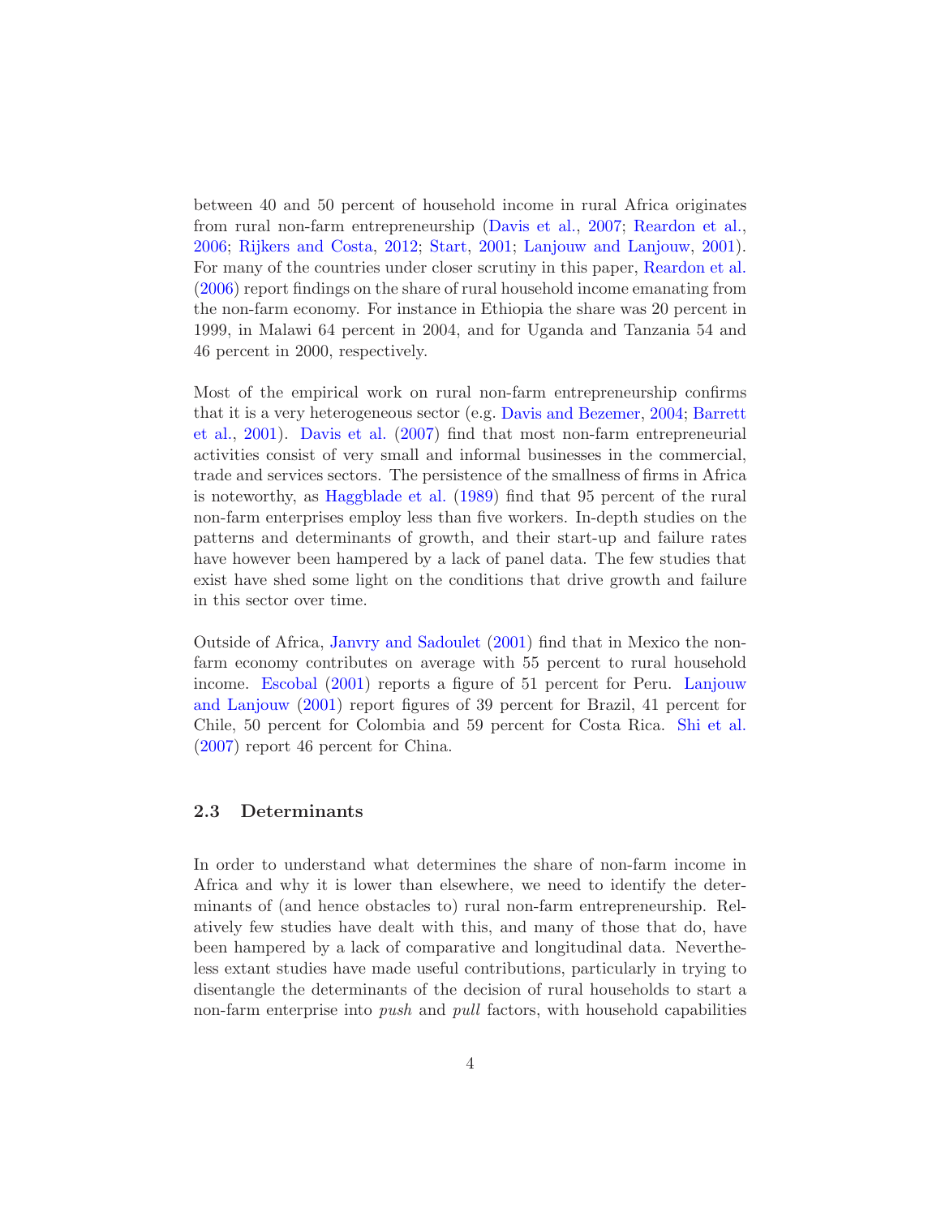between 40 and 50 percent of household income in rural Africa originates from rural non-farm entrepreneurship (Davis et al., 2007; Reardon et al., 2006; Rijkers and Costa, 2012; Start, 2001; Lanjouw and Lanjouw, 2001). For many of the countries under closer scrutiny in this paper, Reardon et al. (2006) report findings on the share of rural household income emanating from the non-farm economy. For instance in Ethiopia the share was 20 percent in 1999, in Malawi 64 percent in 2004, and for Uganda and Tanzania 54 and 46 percent in 2000, respectively.

Most of the empirical work on rural non-farm entrepreneurship confirms that it is a very heterogeneous sector (e.g. Davis and Bezemer, 2004; Barrett et al., 2001). Davis et al. (2007) find that most non-farm entrepreneurial activities consist of very small and informal businesses in the commercial, trade and services sectors. The persistence of the smallness of firms in Africa is noteworthy, as Haggblade et al. (1989) find that 95 percent of the rural non-farm enterprises employ less than five workers. In-depth studies on the patterns and determinants of growth, and their start-up and failure rates have however been hampered by a lack of panel data. The few studies that exist have shed some light on the conditions that drive growth and failure in this sector over time.

Outside of Africa, Janvry and Sadoulet (2001) find that in Mexico the non-farm economy contributes on average with 55 percent to rural household income. Escobal (2001) reports a figure of 51 percent for Peru. Lanjouw and Lanjouw (2001) report figures of 39 percent for Brazil, 41 percent for Chile, 50 percent for Colombia and 59 percent for Costa Rica. Shi et al. (2007) report 46 percent for China.

### 2.3 Determinants

In order to understand what determines the share of non-farm income in Africa and why it is lower than elsewhere, we need to identify the determinants of (and hence obstacles to) rural non-farm entrepreneurship. Relatively few studies have dealt with this, and many of those that do, have been hampered by a lack of comparative and longitudinal data. Nevertheless extant studies have made useful contributions, particularly in trying to disentangle the determinants of the decision of rural households to start a non-farm enterprise into *push* and *pull* factors, with household capabilities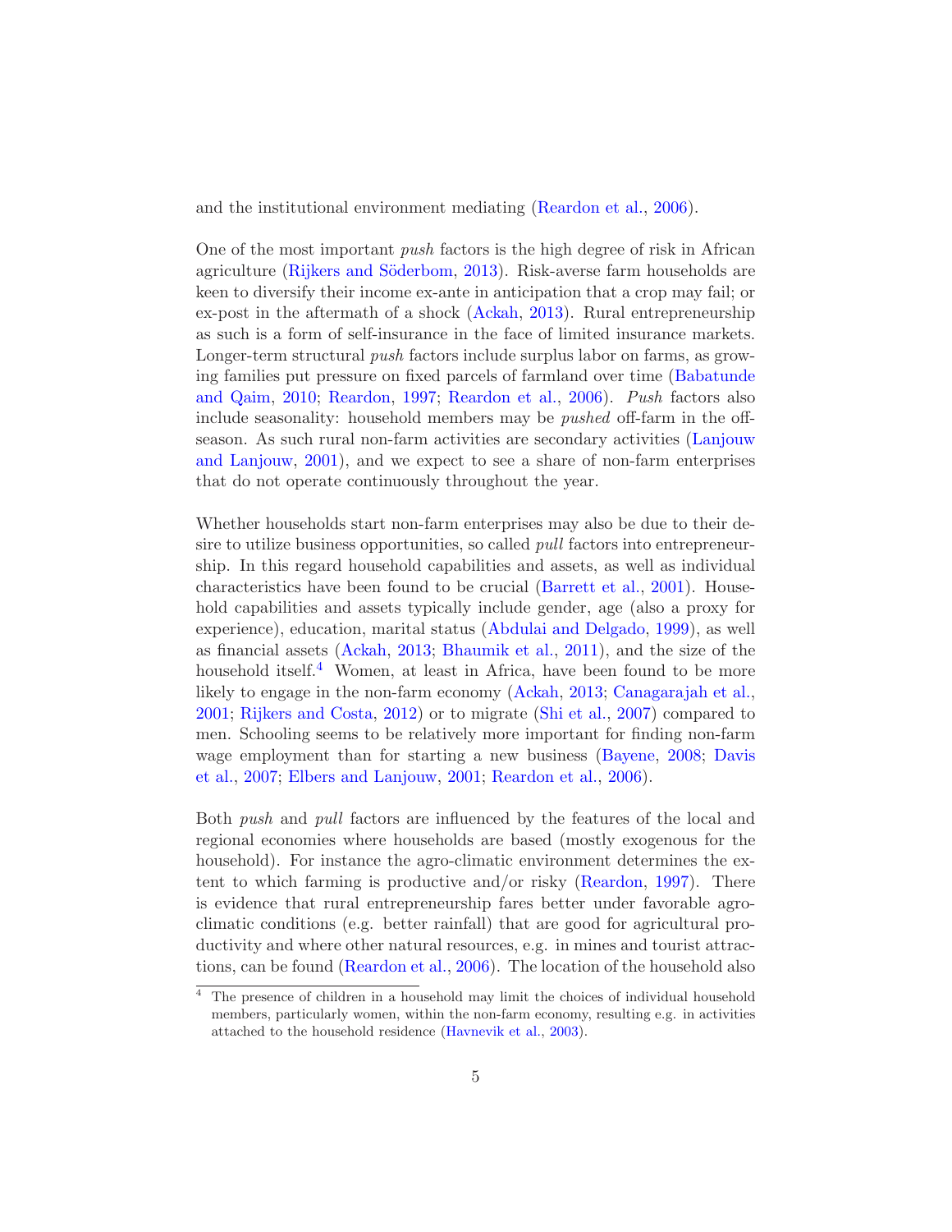and the institutional environment mediating (Reardon et al., 2006).

One of the most important *push* factors is the high degree of risk in African agriculture (Rijkers and Söderbom, 2013). Risk-averse farm households are keen to diversify their income ex-ante in anticipation that a crop may fail; or ex-post in the aftermath of a shock (Ackah, 2013). Rural entrepreneurship as such is a form of self-insurance in the face of limited insurance markets. Longer-term structural *push* factors include surplus labor on farms, as growing families put pressure on fixed parcels of farmland over time (Babatunde and Qaim, 2010; Reardon, 1997; Reardon et al., 2006). *Push* factors also include seasonality: household members may be *pushed* off-farm in the off-season. As such rural non-farm activities are secondary activities (Lanjouw and Lanjouw, 2001), and we expect to see a share of non-farm enterprises that do not operate continuously throughout the year.

Whether households start non-farm enterprises may also be due to their desire to utilize business opportunities, so called *pull* factors into entrepreneurship. In this regard household capabilities and assets, as well as individual characteristics have been found to be crucial (Barrett et al., 2001). Household capabilities and assets typically include gender, age (also a proxy for experience), education, marital status (Abdulai and Delgado, 1999), as well as financial assets (Ackah, 2013; Bhaumik et al., 2011), and the size of the household itself.[4] Women, at least in Africa, have been found to be more likely to engage in the non-farm economy (Ackah, 2013; Canagarajah et al., 2001; Rijkers and Costa, 2012) or to migrate (Shi et al., 2007) compared to men. Schooling seems to be relatively more important for finding non-farm wage employment than for starting a new business (Bayene, 2008; Davis et al., 2007; Elbers and Lanjouw, 2001; Reardon et al., 2006).

Both *push* and *pull* factors are influenced by the features of the local and regional economies where households are based (mostly exogenous for the household). For instance the agro-climatic environment determines the extent to which farming is productive and/or risky (Reardon, 1997). There is evidence that rural entrepreneurship fares better under favorable agro-climatic conditions (e.g. better rainfall) that are good for agricultural productivity and where other natural resources, e.g. in mines and tourist attractions, can be found (Reardon et al., 2006). The location of the household also

[4] The presence of children in a household may limit the choices of individual household members, particularly women, within the non-farm economy, resulting e.g. in activities attached to the household residence (Havnevik et al., 2003).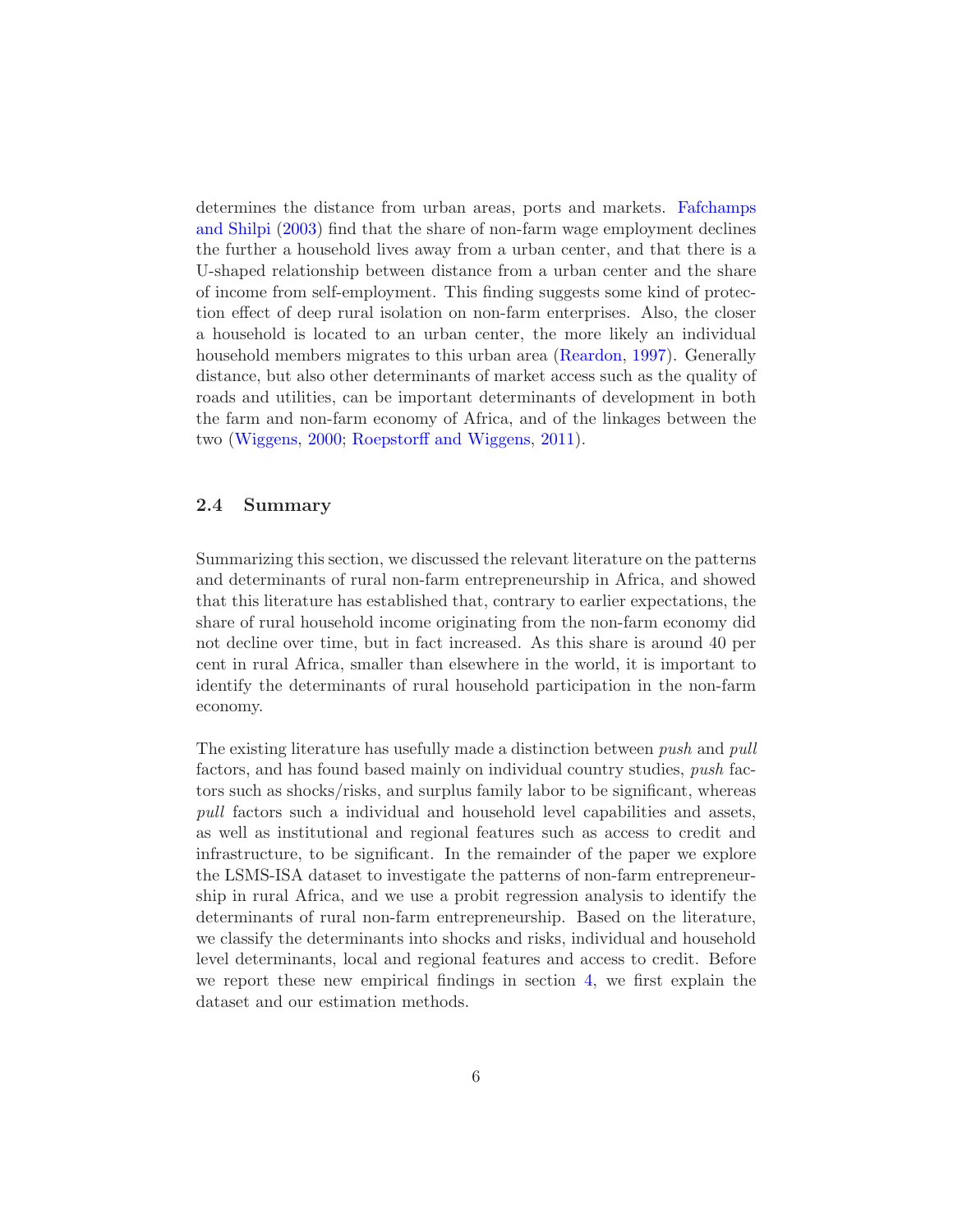determines the distance from urban areas, ports and markets. Fafchamps and Shilpi (2003) find that the share of non-farm wage employment declines the further a household lives away from a urban center, and that there is a U-shaped relationship between distance from a urban center and the share of income from self-employment. This finding suggests some kind of protection effect of deep rural isolation on non-farm enterprises. Also, the closer a household is located to an urban center, the more likely an individual household members migrates to this urban area (Reardon, 1997). Generally distance, but also other determinants of market access such as the quality of roads and utilities, can be important determinants of development in both the farm and non-farm economy of Africa, and of the linkages between the two (Wiggens, 2000; Roepstorff and Wiggens, 2011).

## 2.4 Summary

Summarizing this section, we discussed the relevant literature on the patterns and determinants of rural non-farm entrepreneurship in Africa, and showed that this literature has established that, contrary to earlier expectations, the share of rural household income originating from the non-farm economy did not decline over time, but in fact increased. As this share is around 40 per cent in rural Africa, smaller than elsewhere in the world, it is important to identify the determinants of rural household participation in the non-farm economy.

The existing literature has usefully made a distinction between *push* and *pull* factors, and has found based mainly on individual country studies, *push* factors such as shocks/risks, and surplus family labor to be significant, whereas *pull* factors such a individual and household level capabilities and assets, as well as institutional and regional features such as access to credit and infrastructure, to be significant. In the remainder of the paper we explore the LSMS-ISA dataset to investigate the patterns of non-farm entrepreneurship in rural Africa, and we use a probit regression analysis to identify the determinants of rural non-farm entrepreneurship. Based on the literature, we classify the determinants into shocks and risks, individual and household level determinants, local and regional features and access to credit. Before we report these new empirical findings in section 4, we first explain the dataset and our estimation methods.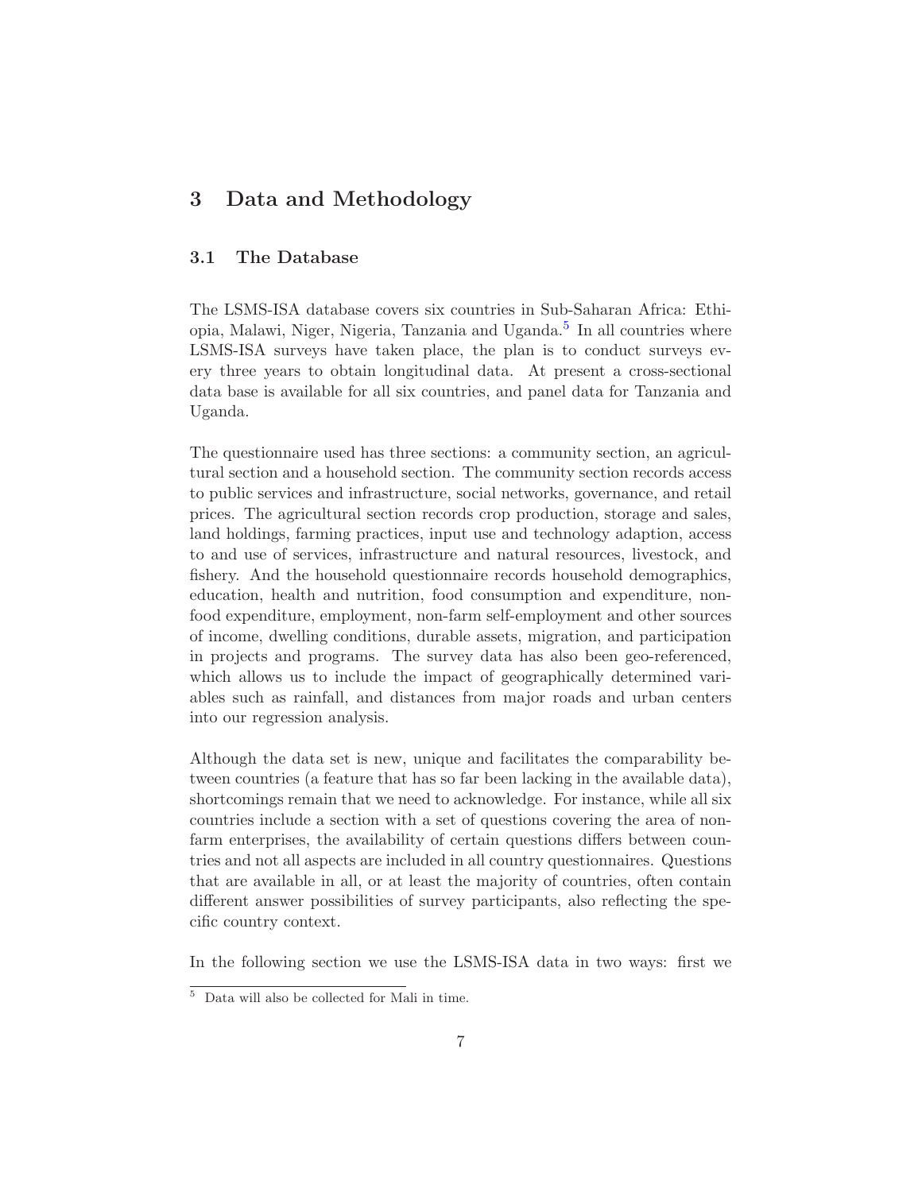# 3 Data and Methodology

## 3.1 The Database

The LSMS-ISA database covers six countries in Sub-Saharan Africa: Ethiopia, Malawi, Niger, Nigeria, Tanzania and Uganda.[5] In all countries where LSMS-ISA surveys have taken place, the plan is to conduct surveys every three years to obtain longitudinal data. At present a cross-sectional data base is available for all six countries, and panel data for Tanzania and Uganda.

The questionnaire used has three sections: a community section, an agricultural section and a household section. The community section records access to public services and infrastructure, social networks, governance, and retail prices. The agricultural section records crop production, storage and sales, land holdings, farming practices, input use and technology adaption, access to and use of services, infrastructure and natural resources, livestock, and fishery. And the household questionnaire records household demographics, education, health and nutrition, food consumption and expenditure, non-food expenditure, employment, non-farm self-employment and other sources of income, dwelling conditions, durable assets, migration, and participation in projects and programs. The survey data has also been geo-referenced, which allows us to include the impact of geographically determined variables such as rainfall, and distances from major roads and urban centers into our regression analysis.

Although the data set is new, unique and facilitates the comparability between countries (a feature that has so far been lacking in the available data), shortcomings remain that we need to acknowledge. For instance, while all six countries include a section with a set of questions covering the area of non-farm enterprises, the availability of certain questions differs between countries and not all aspects are included in all country questionnaires. Questions that are available in all, or at least the majority of countries, often contain different answer possibilities of survey participants, also reflecting the specific country context.

In the following section we use the LSMS-ISA data in two ways: first we

[5] Data will also be collected for Mali in time.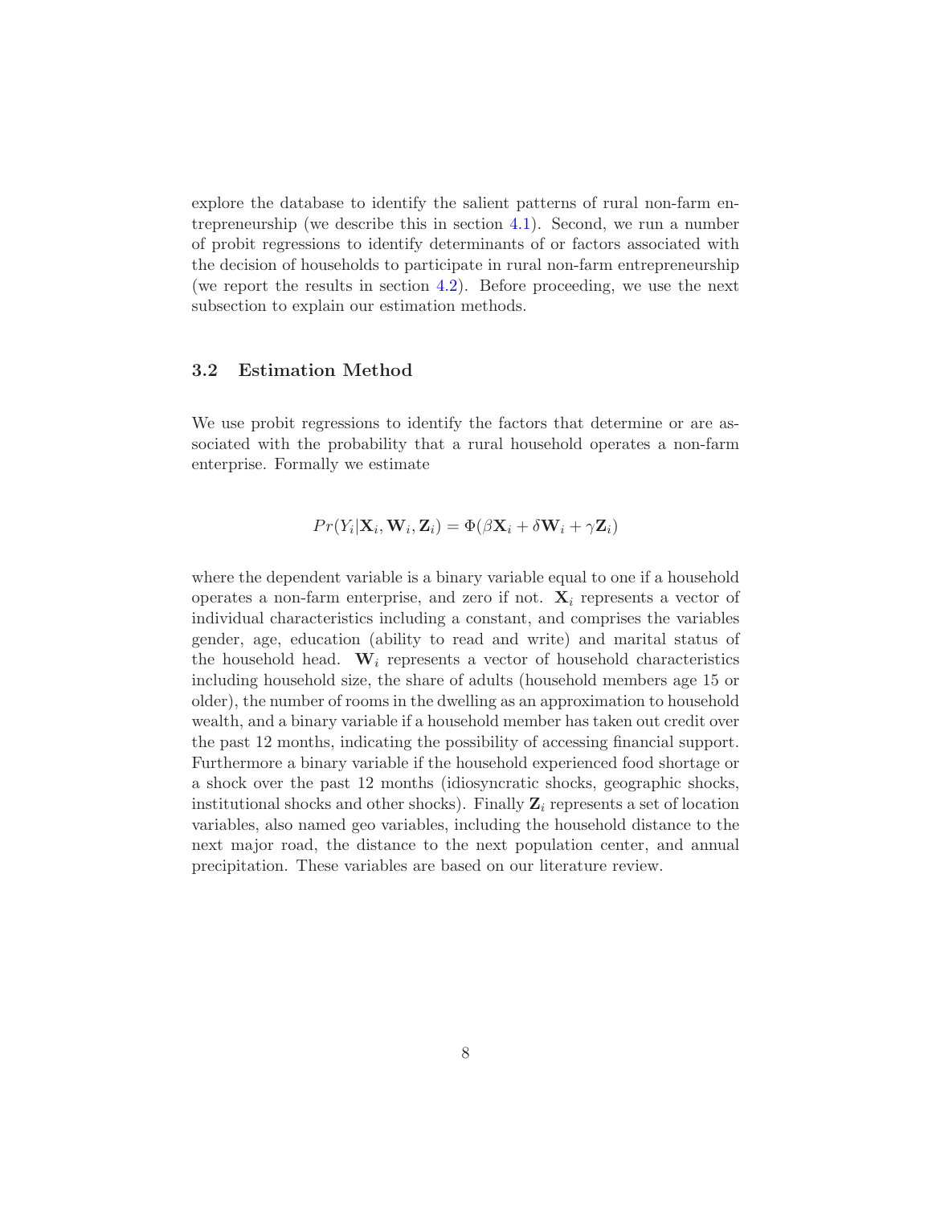explore the database to identify the salient patterns of rural non-farm entrepreneurship (we describe this in section 4.1). Second, we run a number of probit regressions to identify determinants of or factors associated with the decision of households to participate in rural non-farm entrepreneurship (we report the results in section 4.2). Before proceeding, we use the next subsection to explain our estimation methods.

### 3.2 Estimation Method

We use probit regressions to identify the factors that determine or are associated with the probability that a rural household operates a non-farm enterprise. Formally we estimate

$$Pr(Y_i|\mathbf{X}_i, \mathbf{W}_i, \mathbf{Z}_i) = \Phi(\beta\mathbf{X}_i + \delta\mathbf{W}_i + \gamma\mathbf{Z}_i)$$

where the dependent variable is a binary variable equal to one if a household operates a non-farm enterprise, and zero if not. $\mathbf{X}_i$ represents a vector of individual characteristics including a constant, and comprises the variables gender, age, education (ability to read and write) and marital status of the household head. $\mathbf{W}_i$ represents a vector of household characteristics including household size, the share of adults (household members age 15 or older), the number of rooms in the dwelling as an approximation to household wealth, and a binary variable if a household member has taken out credit over the past 12 months, indicating the possibility of accessing financial support. Furthermore a binary variable if the household experienced food shortage or a shock over the past 12 months (idiosyncratic shocks, geographic shocks, institutional shocks and other shocks). Finally $\mathbf{Z}_i$ represents a set of location variables, also named geo variables, including the household distance to the next major road, the distance to the next population center, and annual precipitation. These variables are based on our literature review.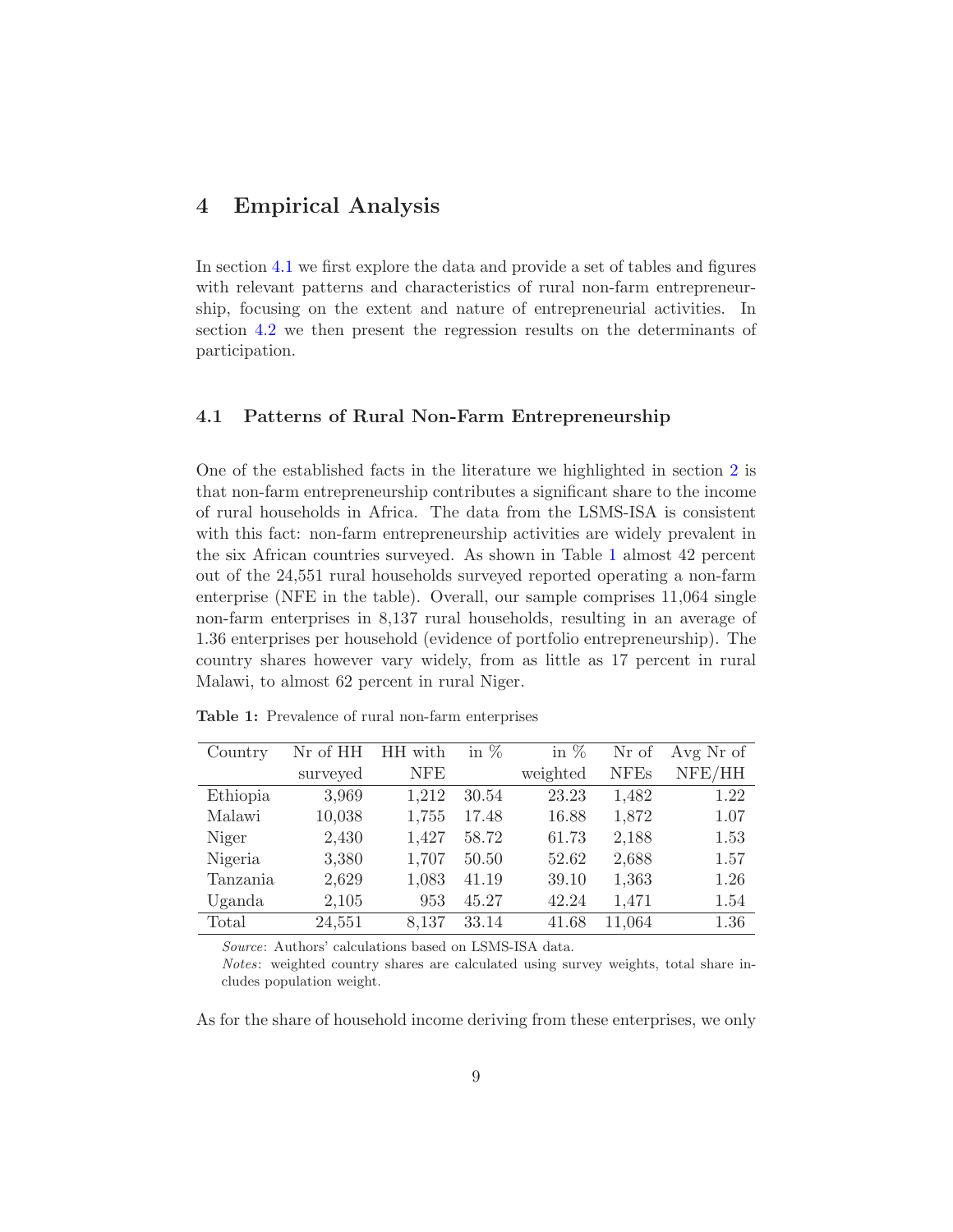## 4 Empirical Analysis

In section 4.1 we first explore the data and provide a set of tables and figures with relevant patterns and characteristics of rural non-farm entrepreneurship, focusing on the extent and nature of entrepreneurial activities. In section 4.2 we then present the regression results on the determinants of participation.

### 4.1 Patterns of Rural Non-Farm Entrepreneurship

One of the established facts in the literature we highlighted in section 2 is that non-farm entrepreneurship contributes a significant share to the income of rural households in Africa. The data from the LSMS-ISA is consistent with this fact: non-farm entrepreneurship activities are widely prevalent in the six African countries surveyed. As shown in Table 1 almost 42 percent out of the 24,551 rural households surveyed reported operating a non-farm enterprise (NFE in the table). Overall, our sample comprises 11,064 single non-farm enterprises in 8,137 rural households, resulting in an average of 1.36 enterprises per household (evidence of portfolio entrepreneurship). The country shares however vary widely, from as little as 17 percent in rural Malawi, to almost 62 percent in rural Niger.

**Table 1:** Prevalence of rural non-farm enterprises

| Country | Nr of HH surveyed | HH with NFE | in % | in % weighted | Nr of NFEs | Avg Nr of NFE/HH |
|---|---|---|---|---|---|---|
| Ethiopia | 3,969 | 1,212 | 30.54 | 23.23 | 1,482 | 1.22 |
| Malawi | 10,038 | 1,755 | 17.48 | 16.88 | 1,872 | 1.07 |
| Niger | 2,430 | 1,427 | 58.72 | 61.73 | 2,188 | 1.53 |
| Nigeria | 3,380 | 1,707 | 50.50 | 52.62 | 2,688 | 1.57 |
| Tanzania | 2,629 | 1,083 | 41.19 | 39.10 | 1,363 | 1.26 |
| Uganda | 2,105 | 953 | 45.27 | 42.24 | 1,471 | 1.54 |
| Total | 24,551 | 8,137 | 33.14 | 41.68 | 11,064 | 1.36 |

*Source*: Authors' calculations based on LSMS-ISA data.
*Notes*: weighted country shares are calculated using survey weights, total share includes population weight.

As for the share of household income deriving from these enterprises, we only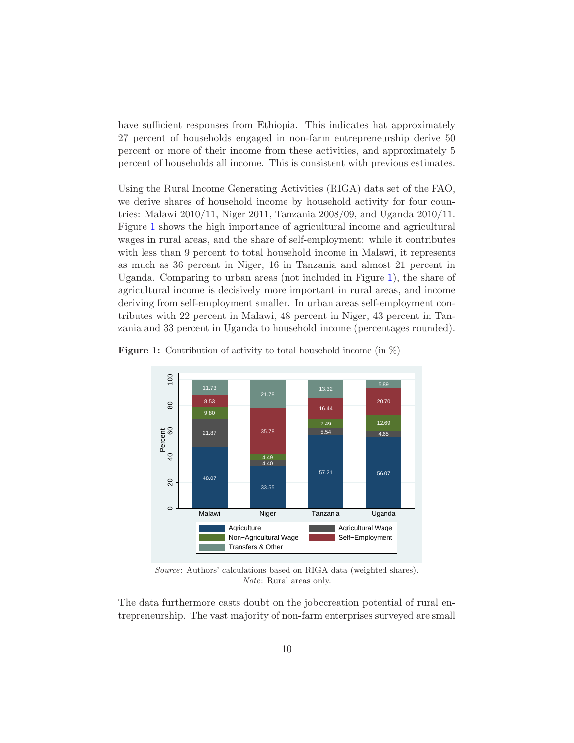have sufficient responses from Ethiopia. This indicates hat approximately 27 percent of households engaged in non-farm entrepreneurship derive 50 percent or more of their income from these activities, and approximately 5 percent of households all income. This is consistent with previous estimates.

Using the Rural Income Generating Activities (RIGA) data set of the FAO, we derive shares of household income by household activity for four countries: Malawi 2010/11, Niger 2011, Tanzania 2008/09, and Uganda 2010/11. Figure 1 shows the high importance of agricultural income and agricultural wages in rural areas, and the share of self-employment: while it contributes with less than 9 percent to total household income in Malawi, it represents as much as 36 percent in Niger, 16 in Tanzania and almost 21 percent in Uganda. Comparing to urban areas (not included in Figure 1), the share of agricultural income is decisively more important in rural areas, and income deriving from self-employment smaller. In urban areas self-employment contributes with 22 percent in Malawi, 48 percent in Niger, 43 percent in Tanzania and 33 percent in Uganda to household income (percentages rounded).

**Figure 1:** Contribution of activity to total household income (in %)

| | Malawi | Niger | Tanzania | Uganda |
|---|---|---|---|---|
| Agriculture | 48.07 | 33.55 | 57.21 | 56.07 |
| Agricultural Wage | 21.87 | 4.40 | 5.54 | 4.65 |
| Non–Agricultural Wage | 9.80 | 4.49 | 7.49 | 12.69 |
| Self–Employment | 8.53 | 35.78 | 16.44 | 20.70 |
| Transfers & Other | 11.73 | 21.78 | 13.32 | 5.89 |

*Source*: Authors' calculations based on RIGA data (weighted shares).
*Note*: Rural areas only.

The data furthermore casts doubt on the jobccreation potential of rural entrepreneurship. The vast majority of non-farm enterprises surveyed are small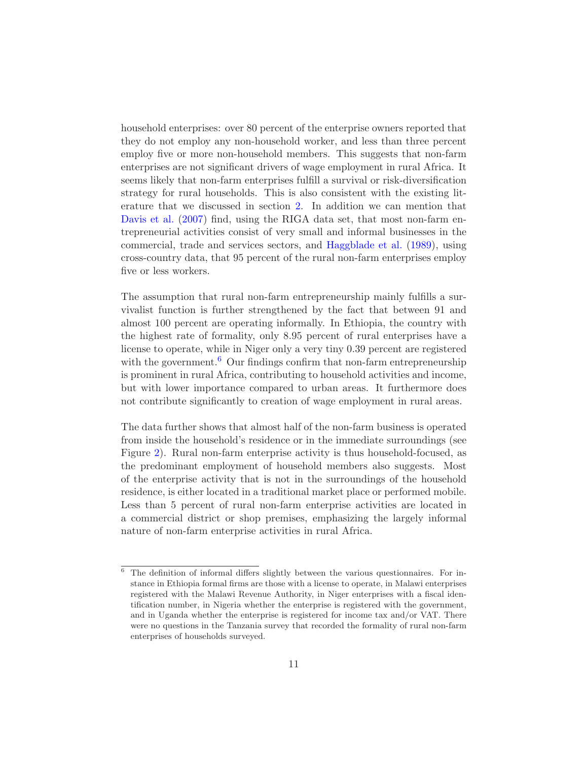household enterprises: over 80 percent of the enterprise owners reported that they do not employ any non-household worker, and less than three percent employ five or more non-household members. This suggests that non-farm enterprises are not significant drivers of wage employment in rural Africa. It seems likely that non-farm enterprises fulfill a survival or risk-diversification strategy for rural households. This is also consistent with the existing literature that we discussed in section 2. In addition we can mention that Davis et al. (2007) find, using the RIGA data set, that most non-farm entrepreneurial activities consist of very small and informal businesses in the commercial, trade and services sectors, and Haggblade et al. (1989), using cross-country data, that 95 percent of the rural non-farm enterprises employ five or less workers.

The assumption that rural non-farm entrepreneurship mainly fulfills a survivalist function is further strengthened by the fact that between 91 and almost 100 percent are operating informally. In Ethiopia, the country with the highest rate of formality, only 8.95 percent of rural enterprises have a license to operate, while in Niger only a very tiny 0.39 percent are registered with the government.[6] Our findings confirm that non-farm entrepreneurship is prominent in rural Africa, contributing to household activities and income, but with lower importance compared to urban areas. It furthermore does not contribute significantly to creation of wage employment in rural areas.

The data further shows that almost half of the non-farm business is operated from inside the household's residence or in the immediate surroundings (see Figure 2). Rural non-farm enterprise activity is thus household-focused, as the predominant employment of household members also suggests. Most of the enterprise activity that is not in the surroundings of the household residence, is either located in a traditional market place or performed mobile. Less than 5 percent of rural non-farm enterprise activities are located in a commercial district or shop premises, emphasizing the largely informal nature of non-farm enterprise activities in rural Africa.

[6] The definition of informal differs slightly between the various questionnaires. For instance in Ethiopia formal firms are those with a license to operate, in Malawi enterprises registered with the Malawi Revenue Authority, in Niger enterprises with a fiscal identification number, in Nigeria whether the enterprise is registered with the government, and in Uganda whether the enterprise is registered for income tax and/or VAT. There were no questions in the Tanzania survey that recorded the formality of rural non-farm enterprises of households surveyed.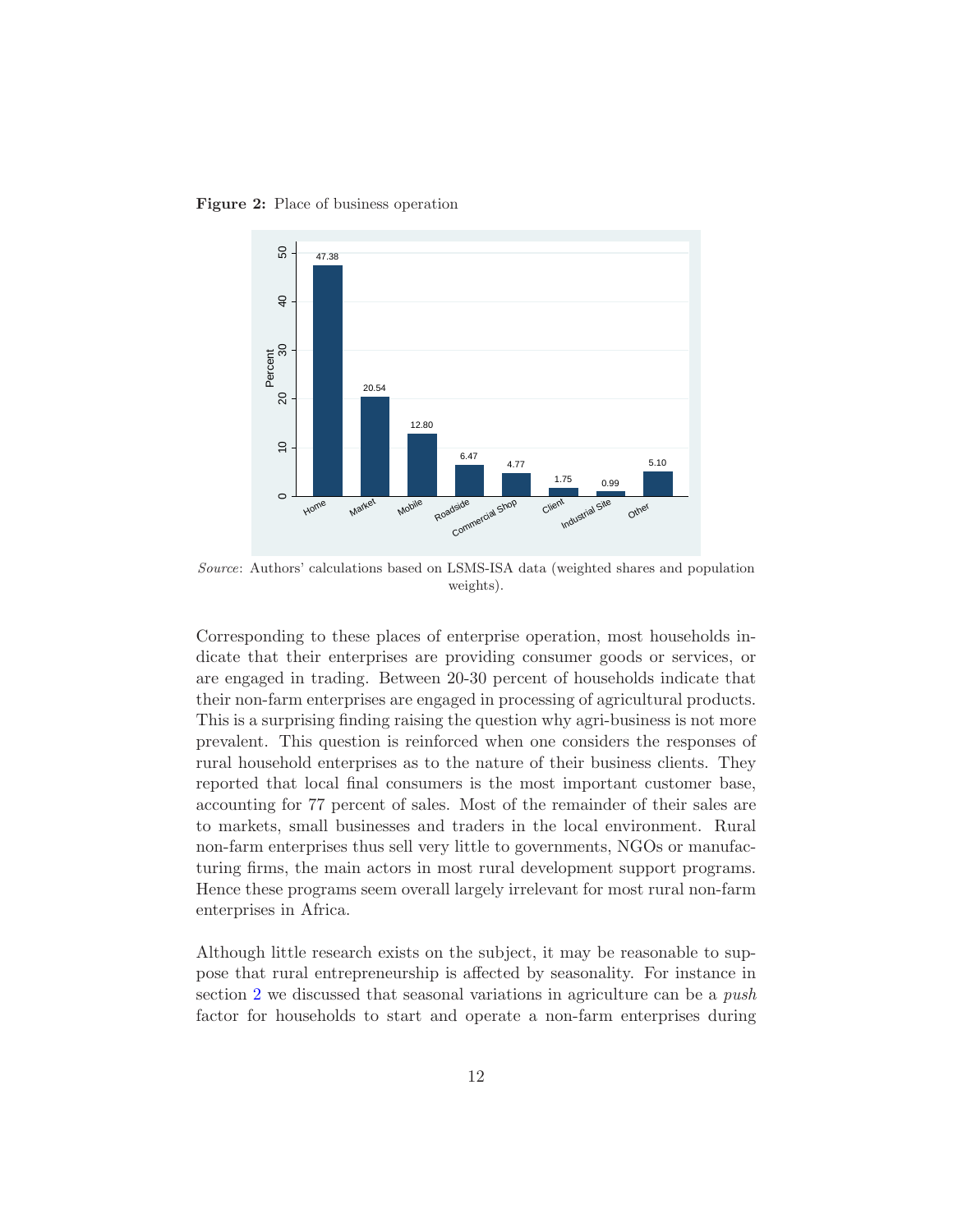**Figure 2:** Place of business operation

*Source*: Authors' calculations based on LSMS-ISA data (weighted shares and population weights).

Corresponding to these places of enterprise operation, most households indicate that their enterprises are providing consumer goods or services, or are engaged in trading. Between 20-30 percent of households indicate that their non-farm enterprises are engaged in processing of agricultural products. This is a surprising finding raising the question why agri-business is not more prevalent. This question is reinforced when one considers the responses of rural household enterprises as to the nature of their business clients. They reported that local final consumers is the most important customer base, accounting for 77 percent of sales. Most of the remainder of their sales are to markets, small businesses and traders in the local environment. Rural non-farm enterprises thus sell very little to governments, NGOs or manufacturing firms, the main actors in most rural development support programs. Hence these programs seem overall largely irrelevant for most rural non-farm enterprises in Africa.

Although little research exists on the subject, it may be reasonable to suppose that rural entrepreneurship is affected by seasonality. For instance in section 2 we discussed that seasonal variations in agriculture can be a *push* factor for households to start and operate a non-farm enterprises during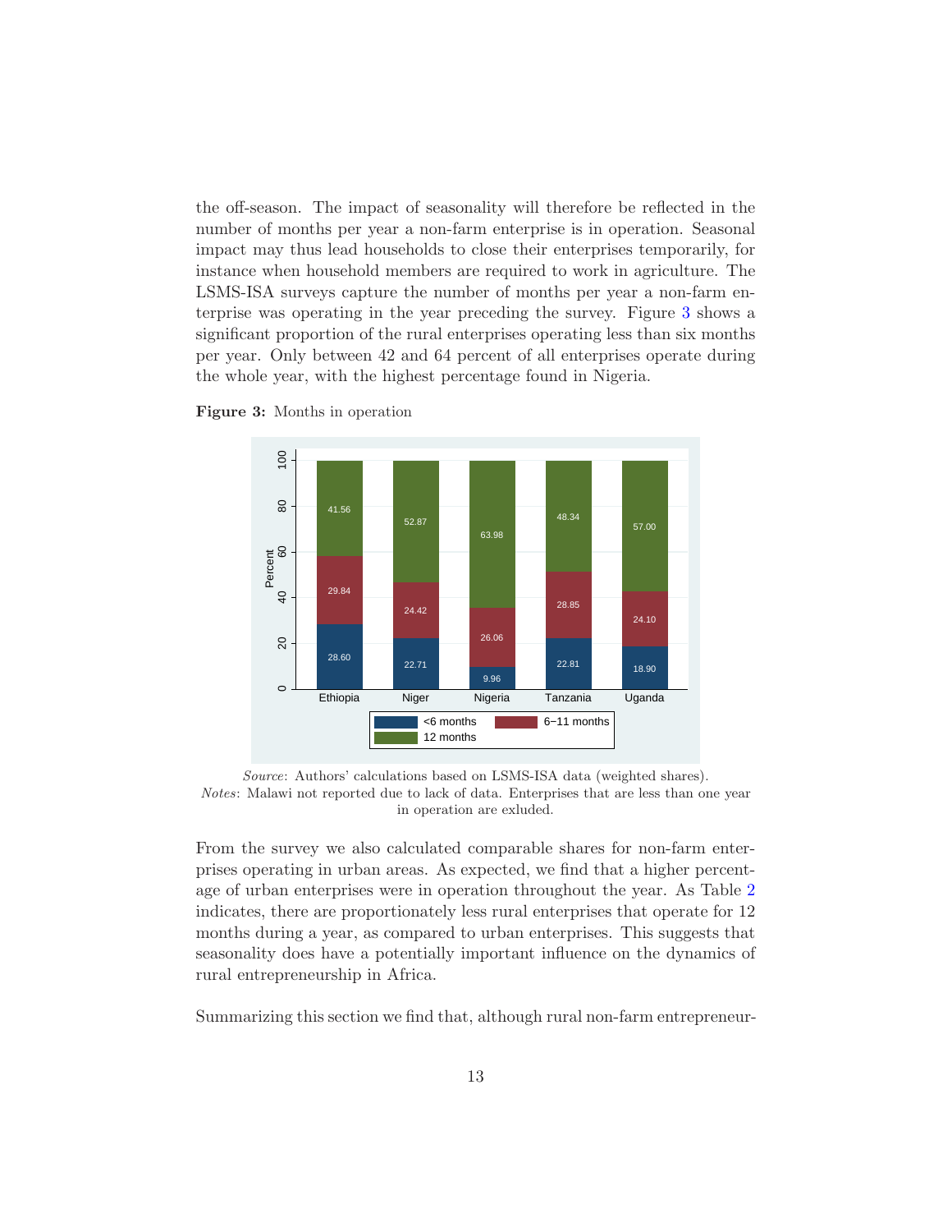the off-season. The impact of seasonality will therefore be reflected in the number of months per year a non-farm enterprise is in operation. Seasonal impact may thus lead households to close their enterprises temporarily, for instance when household members are required to work in agriculture. The LSMS-ISA surveys capture the number of months per year a non-farm enterprise was operating in the year preceding the survey. Figure 3 shows a significant proportion of the rural enterprises operating less than six months per year. Only between 42 and 64 percent of all enterprises operate during the whole year, with the highest percentage found in Nigeria.

**Figure 3:** Months in operation

| Country | <6 months | 6–11 months | 12 months |
|---|---|---|---|
| Ethiopia | 28.60 | 29.84 | 41.56 |
| Niger | 22.71 | 24.42 | 52.87 |
| Nigeria | 9.96 | 26.06 | 63.98 |
| Tanzania | 22.81 | 28.85 | 48.34 |
| Uganda | 18.90 | 24.10 | 57.00 |

*Source*: Authors' calculations based on LSMS-ISA data (weighted shares).
*Notes*: Malawi not reported due to lack of data. Enterprises that are less than one year in operation are exluded.

From the survey we also calculated comparable shares for non-farm enterprises operating in urban areas. As expected, we find that a higher percentage of urban enterprises were in operation throughout the year. As Table 2 indicates, there are proportionately less rural enterprises that operate for 12 months during a year, as compared to urban enterprises. This suggests that seasonality does have a potentially important influence on the dynamics of rural entrepreneurship in Africa.

Summarizing this section we find that, although rural non-farm entrepreneur-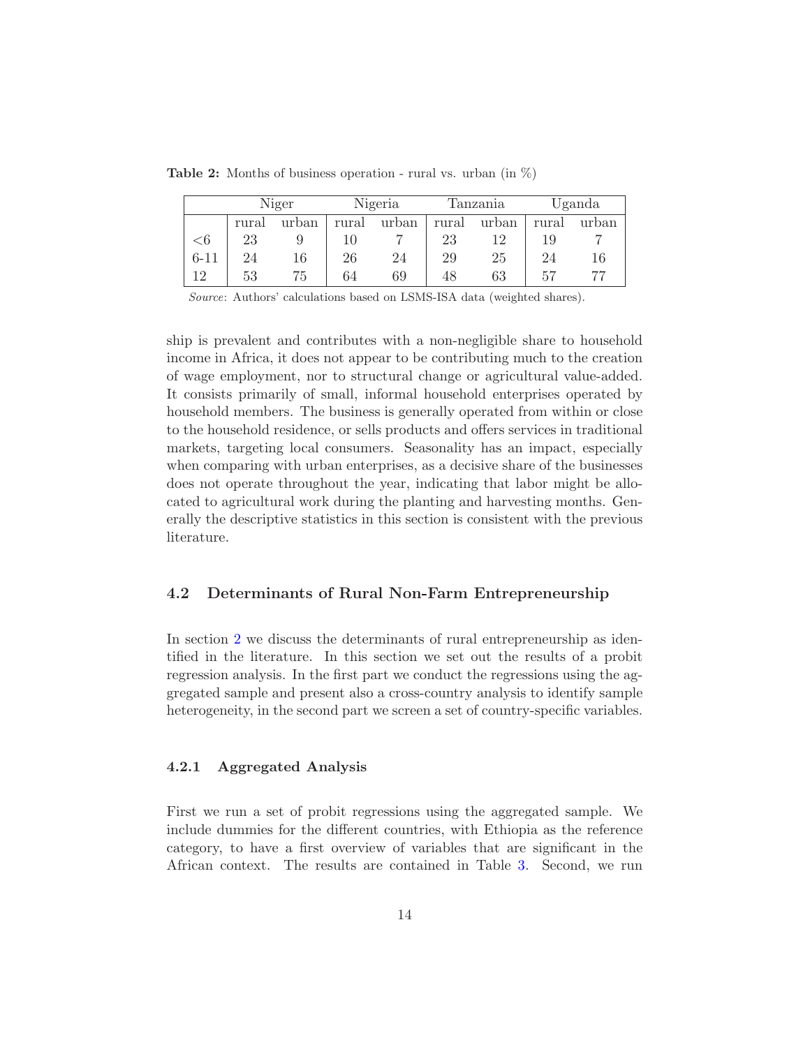**Table 2:** Months of business operation - rural vs. urban (in %)

| | Niger | | Nigeria | | Tanzania | | Uganda | |
|---|---|---|---|---|---|---|---|---|
| | rural | urban | rural | urban | rural | urban | rural | urban |
| <6 | 23 | 9 | 10 | 7 | 23 | 12 | 19 | 7 |
| 6-11 | 24 | 16 | 26 | 24 | 29 | 25 | 24 | 16 |
| 12 | 53 | 75 | 64 | 69 | 48 | 63 | 57 | 77 |

*Source*: Authors' calculations based on LSMS-ISA data (weighted shares).

ship is prevalent and contributes with a non-negligible share to household income in Africa, it does not appear to be contributing much to the creation of wage employment, nor to structural change or agricultural value-added. It consists primarily of small, informal household enterprises operated by household members. The business is generally operated from within or close to the household residence, or sells products and offers services in traditional markets, targeting local consumers. Seasonality has an impact, especially when comparing with urban enterprises, as a decisive share of the businesses does not operate throughout the year, indicating that labor might be allocated to agricultural work during the planting and harvesting months. Generally the descriptive statistics in this section is consistent with the previous literature.

### 4.2 Determinants of Rural Non-Farm Entrepreneurship

In section 2 we discuss the determinants of rural entrepreneurship as identified in the literature. In this section we set out the results of a probit regression analysis. In the first part we conduct the regressions using the aggregated sample and present also a cross-country analysis to identify sample heterogeneity, in the second part we screen a set of country-specific variables.

#### 4.2.1 Aggregated Analysis

First we run a set of probit regressions using the aggregated sample. We include dummies for the different countries, with Ethiopia as the reference category, to have a first overview of variables that are significant in the African context. The results are contained in Table 3. Second, we run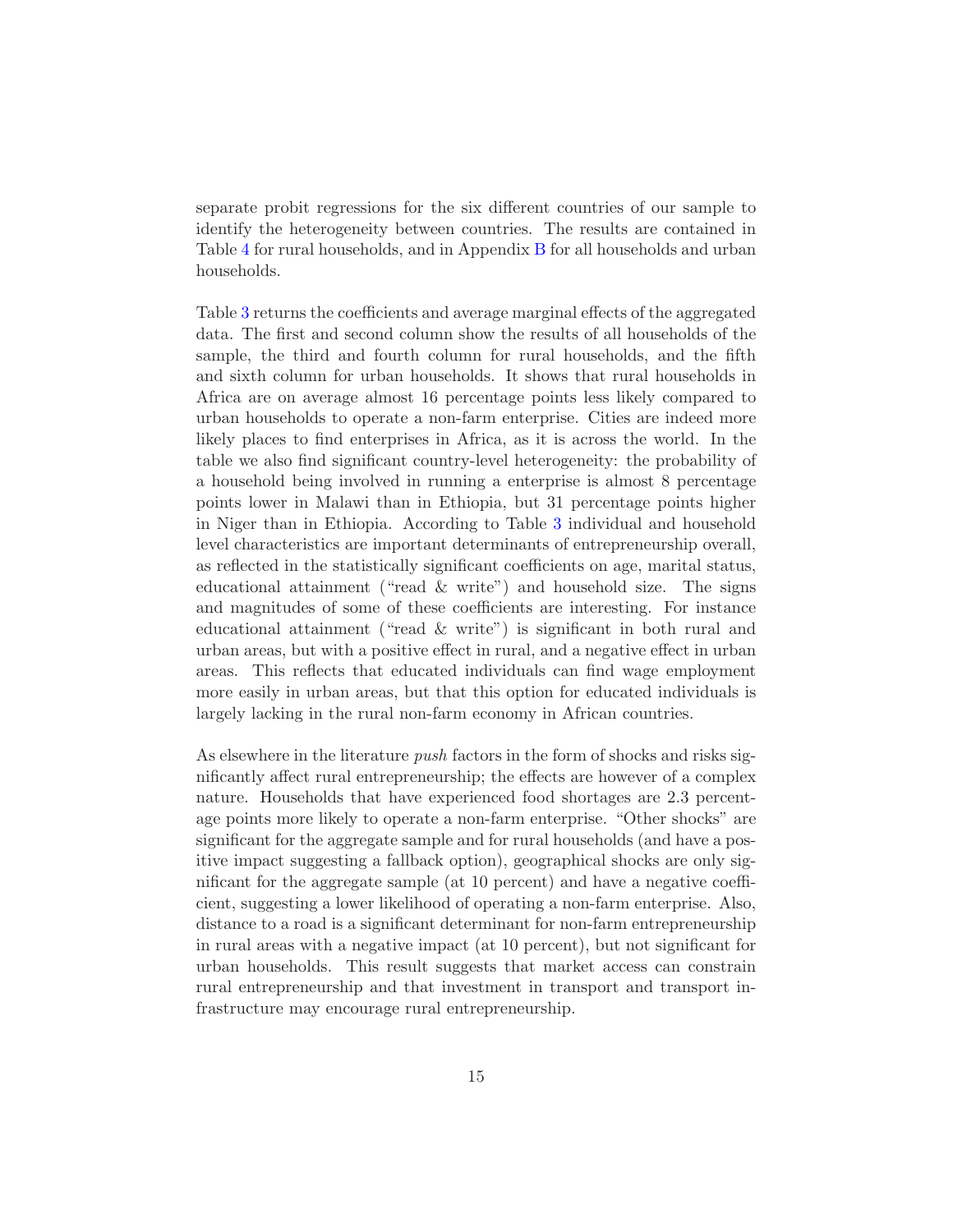separate probit regressions for the six different countries of our sample to identify the heterogeneity between countries. The results are contained in Table 4 for rural households, and in Appendix B for all households and urban households.

Table 3 returns the coefficients and average marginal effects of the aggregated data. The first and second column show the results of all households of the sample, the third and fourth column for rural households, and the fifth and sixth column for urban households. It shows that rural households in Africa are on average almost 16 percentage points less likely compared to urban households to operate a non-farm enterprise. Cities are indeed more likely places to find enterprises in Africa, as it is across the world. In the table we also find significant country-level heterogeneity: the probability of a household being involved in running a enterprise is almost 8 percentage points lower in Malawi than in Ethiopia, but 31 percentage points higher in Niger than in Ethiopia. According to Table 3 individual and household level characteristics are important determinants of entrepreneurship overall, as reflected in the statistically significant coefficients on age, marital status, educational attainment ("read & write") and household size. The signs and magnitudes of some of these coefficients are interesting. For instance educational attainment ("read & write") is significant in both rural and urban areas, but with a positive effect in rural, and a negative effect in urban areas. This reflects that educated individuals can find wage employment more easily in urban areas, but that this option for educated individuals is largely lacking in the rural non-farm economy in African countries.

As elsewhere in the literature *push* factors in the form of shocks and risks significantly affect rural entrepreneurship; the effects are however of a complex nature. Households that have experienced food shortages are 2.3 percentage points more likely to operate a non-farm enterprise. "Other shocks" are significant for the aggregate sample and for rural households (and have a positive impact suggesting a fallback option), geographical shocks are only significant for the aggregate sample (at 10 percent) and have a negative coefficient, suggesting a lower likelihood of operating a non-farm enterprise. Also, distance to a road is a significant determinant for non-farm entrepreneurship in rural areas with a negative impact (at 10 percent), but not significant for urban households. This result suggests that market access can constrain rural entrepreneurship and that investment in transport and transport infrastructure may encourage rural entrepreneurship.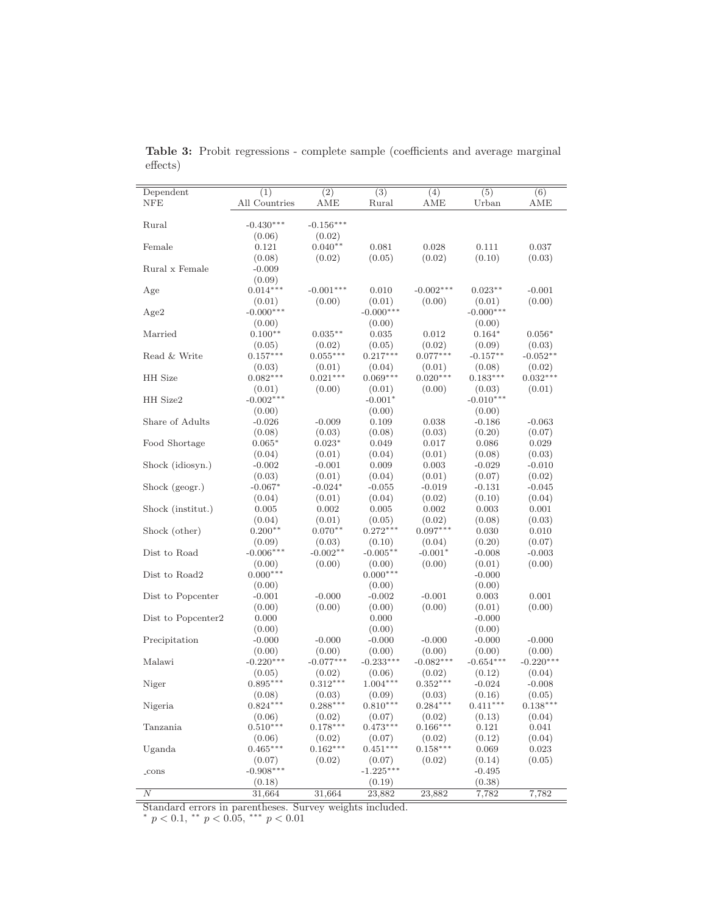**Table 3:** Probit regressions - complete sample (coefficients and average marginal effects)

| Dependent NFE | (1) All Countries | (2) AME | (3) Rural | (4) AME | (5) Urban | (6) AME |
|---|---|---|---|---|---|---|
| Rural | -0.430*** | -0.156*** | | | | |
| | (0.06) | (0.02) | | | | |
| Female | 0.121 | 0.040** | 0.081 | 0.028 | 0.111 | 0.037 |
| | (0.08) | (0.02) | (0.05) | (0.02) | (0.10) | (0.03) |
| Rural x Female | -0.009 | | | | | |
| | (0.09) | | | | | |
| Age | 0.014*** | -0.001*** | 0.010 | -0.002*** | 0.023** | -0.001 |
| | (0.01) | (0.00) | (0.01) | (0.00) | (0.01) | (0.00) |
| Age2 | -0.000*** | | -0.000*** | | -0.000*** | |
| | (0.00) | | (0.00) | | (0.00) | |
| Married | 0.100** | 0.035** | 0.035 | 0.012 | 0.164* | 0.056* |
| | (0.05) | (0.02) | (0.05) | (0.02) | (0.09) | (0.03) |
| Read & Write | 0.157*** | 0.055*** | 0.217*** | 0.077*** | -0.157** | -0.052** |
| | (0.03) | (0.01) | (0.04) | (0.01) | (0.08) | (0.02) |
| HH Size | 0.082*** | 0.021*** | 0.069*** | 0.020*** | 0.183*** | 0.032*** |
| | (0.01) | (0.00) | (0.01) | (0.00) | (0.03) | (0.01) |
| HH Size2 | -0.002*** | | -0.001* | | -0.010*** | |
| | (0.00) | | (0.00) | | (0.00) | |
| Share of Adults | -0.026 | -0.009 | 0.109 | 0.038 | -0.186 | -0.063 |
| | (0.08) | (0.03) | (0.08) | (0.03) | (0.20) | (0.07) |
| Food Shortage | 0.065* | 0.023* | 0.049 | 0.017 | 0.086 | 0.029 |
| | (0.04) | (0.01) | (0.04) | (0.01) | (0.08) | (0.03) |
| Shock (idiosyn.) | -0.002 | -0.001 | 0.009 | 0.003 | -0.029 | -0.010 |
| | (0.03) | (0.01) | (0.04) | (0.01) | (0.07) | (0.02) |
| Shock (geogr.) | -0.067* | -0.024* | -0.055 | -0.019 | -0.131 | -0.045 |
| | (0.04) | (0.01) | (0.04) | (0.02) | (0.10) | (0.04) |
| Shock (institut.) | 0.005 | 0.002 | 0.005 | 0.002 | 0.003 | 0.001 |
| | (0.04) | (0.01) | (0.05) | (0.02) | (0.08) | (0.03) |
| Shock (other) | 0.200** | 0.070** | 0.272*** | 0.097*** | 0.030 | 0.010 |
| | (0.09) | (0.03) | (0.10) | (0.04) | (0.20) | (0.07) |
| Dist to Road | -0.006*** | -0.002** | -0.005** | -0.001* | -0.008 | -0.003 |
| | (0.00) | (0.00) | (0.00) | (0.00) | (0.01) | (0.00) |
| Dist to Road2 | 0.000*** | | 0.000*** | | -0.000 | |
| | (0.00) | | (0.00) | | (0.00) | |
| Dist to Popcenter | -0.001 | -0.000 | -0.002 | -0.001 | 0.003 | 0.001 |
| | (0.00) | (0.00) | (0.00) | (0.00) | (0.01) | (0.00) |
| Dist to Popcenter2 | 0.000 | | 0.000 | | -0.000 | |
| | (0.00) | | (0.00) | | (0.00) | |
| Precipitation | -0.000 | -0.000 | -0.000 | -0.000 | -0.000 | -0.000 |
| | (0.00) | (0.00) | (0.00) | (0.00) | (0.00) | (0.00) |
| Malawi | -0.220*** | -0.077*** | -0.233*** | -0.082*** | -0.654*** | -0.220*** |
| | (0.05) | (0.02) | (0.06) | (0.02) | (0.12) | (0.04) |
| Niger | 0.895*** | 0.312*** | 1.004*** | 0.352*** | -0.024 | -0.008 |
| | (0.08) | (0.03) | (0.09) | (0.03) | (0.16) | (0.05) |
| Nigeria | 0.824*** | 0.288*** | 0.810*** | 0.284*** | 0.411*** | 0.138*** |
| | (0.06) | (0.02) | (0.07) | (0.02) | (0.13) | (0.04) |
| Tanzania | 0.510*** | 0.178*** | 0.473*** | 0.166*** | 0.121 | 0.041 |
| | (0.06) | (0.02) | (0.07) | (0.02) | (0.12) | (0.04) |
| Uganda | 0.465*** | 0.162*** | 0.451*** | 0.158*** | 0.069 | 0.023 |
| | (0.07) | (0.02) | (0.07) | (0.02) | (0.14) | (0.05) |
| _cons | -0.908*** | | -1.225*** | | -0.495 | |
| | (0.18) | | (0.19) | | (0.38) | |
| *N* | 31,664 | 31,664 | 23,882 | 23,882 | 7,782 | 7,782 |

Standard errors in parentheses. Survey weights included.
* $p < 0.1$, ** $p < 0.05$, *** $p < 0.01$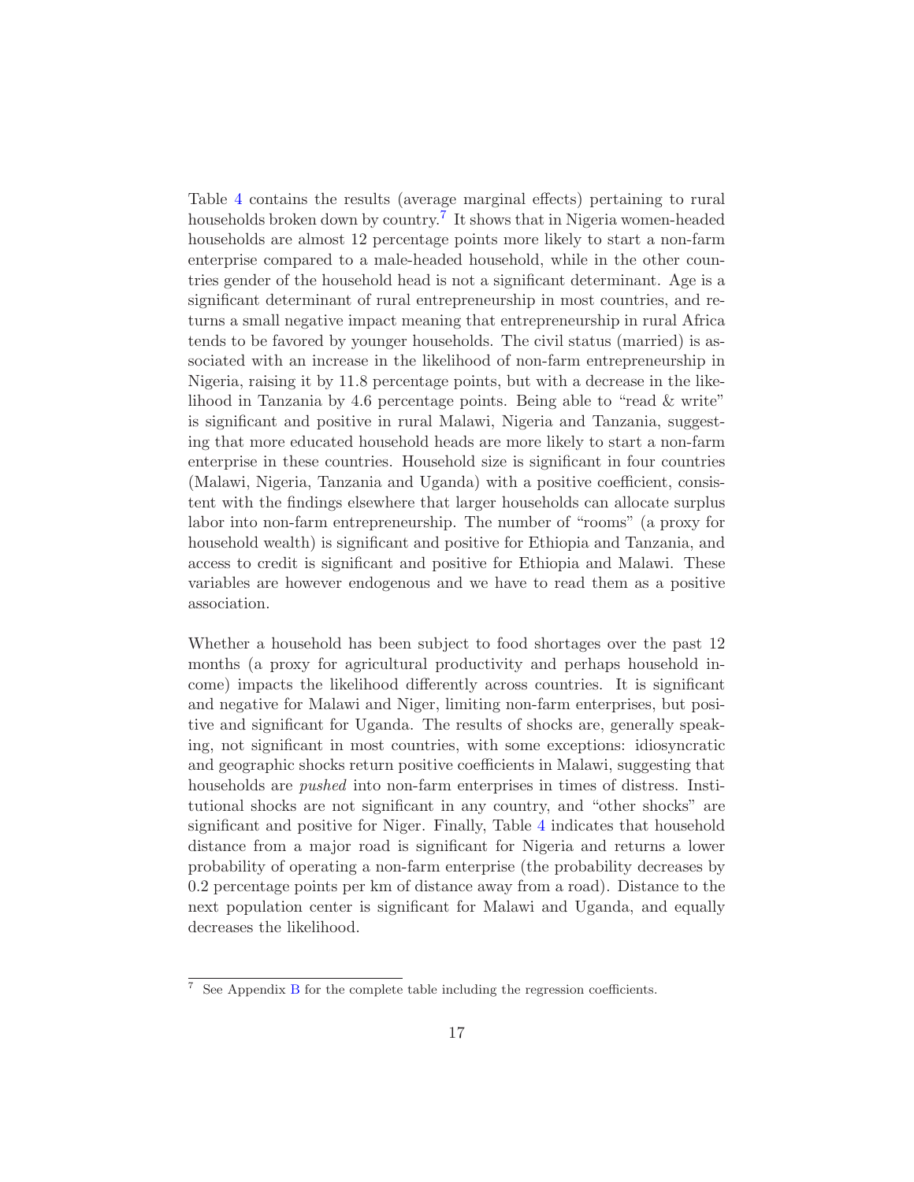Table 4 contains the results (average marginal effects) pertaining to rural households broken down by country.[7] It shows that in Nigeria women-headed households are almost 12 percentage points more likely to start a non-farm enterprise compared to a male-headed household, while in the other countries gender of the household head is not a significant determinant. Age is a significant determinant of rural entrepreneurship in most countries, and returns a small negative impact meaning that entrepreneurship in rural Africa tends to be favored by younger households. The civil status (married) is associated with an increase in the likelihood of non-farm entrepreneurship in Nigeria, raising it by 11.8 percentage points, but with a decrease in the likelihood in Tanzania by 4.6 percentage points. Being able to "read & write" is significant and positive in rural Malawi, Nigeria and Tanzania, suggesting that more educated household heads are more likely to start a non-farm enterprise in these countries. Household size is significant in four countries (Malawi, Nigeria, Tanzania and Uganda) with a positive coefficient, consistent with the findings elsewhere that larger households can allocate surplus labor into non-farm entrepreneurship. The number of "rooms" (a proxy for household wealth) is significant and positive for Ethiopia and Tanzania, and access to credit is significant and positive for Ethiopia and Malawi. These variables are however endogenous and we have to read them as a positive association.

Whether a household has been subject to food shortages over the past 12 months (a proxy for agricultural productivity and perhaps household income) impacts the likelihood differently across countries. It is significant and negative for Malawi and Niger, limiting non-farm enterprises, but positive and significant for Uganda. The results of shocks are, generally speaking, not significant in most countries, with some exceptions: idiosyncratic and geographic shocks return positive coefficients in Malawi, suggesting that households are *pushed* into non-farm enterprises in times of distress. Institutional shocks are not significant in any country, and "other shocks" are significant and positive for Niger. Finally, Table 4 indicates that household distance from a major road is significant for Nigeria and returns a lower probability of operating a non-farm enterprise (the probability decreases by 0.2 percentage points per km of distance away from a road). Distance to the next population center is significant for Malawi and Uganda, and equally decreases the likelihood.

[7] See Appendix B for the complete table including the regression coefficients.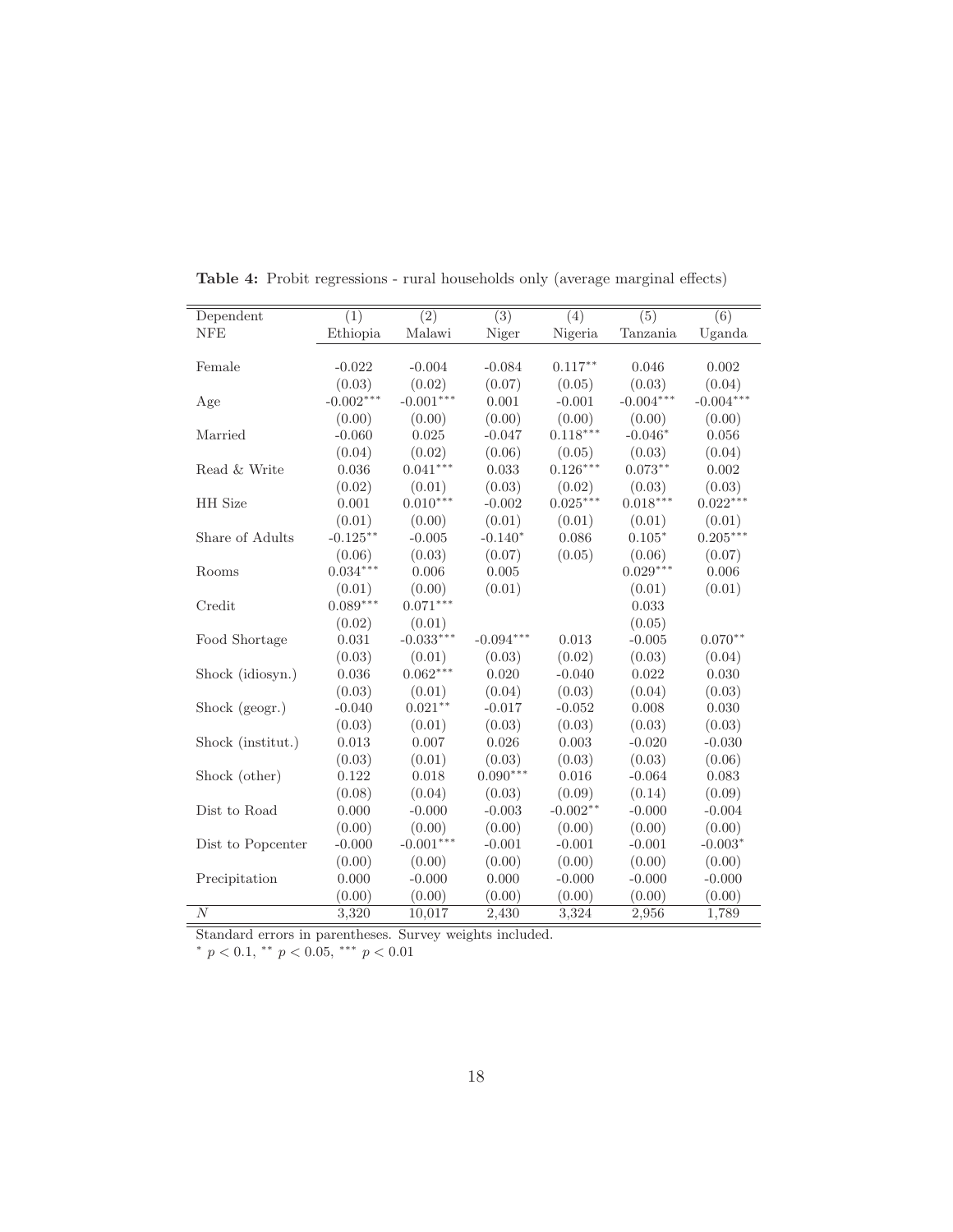**Table 4:** Probit regressions - rural households only (average marginal effects)

| Dependent | (1) | (2) | (3) | (4) | (5) | (6) |
|---|---|---|---|---|---|---|
| NFE | Ethiopia | Malawi | Niger | Nigeria | Tanzania | Uganda |
| Female | -0.022 | -0.004 | -0.084 | $0.117^{**}$ | 0.046 | 0.002 |
| | (0.03) | (0.02) | (0.07) | (0.05) | (0.03) | (0.04) |
| Age | $-0.002^{***}$ | $-0.001^{***}$ | 0.001 | -0.001 | $-0.004^{***}$ | $-0.004^{***}$ |
| | (0.00) | (0.00) | (0.00) | (0.00) | (0.00) | (0.00) |
| Married | -0.060 | 0.025 | -0.047 | $0.118^{***}$ | $-0.046^{*}$ | 0.056 |
| | (0.04) | (0.02) | (0.06) | (0.05) | (0.03) | (0.04) |
| Read & Write | 0.036 | $0.041^{***}$ | 0.033 | $0.126^{***}$ | $0.073^{**}$ | 0.002 |
| | (0.02) | (0.01) | (0.03) | (0.02) | (0.03) | (0.03) |
| HH Size | 0.001 | $0.010^{***}$ | -0.002 | $0.025^{***}$ | $0.018^{***}$ | $0.022^{***}$ |
| | (0.01) | (0.00) | (0.01) | (0.01) | (0.01) | (0.01) |
| Share of Adults | $-0.125^{**}$ | -0.005 | $-0.140^{*}$ | 0.086 | $0.105^{*}$ | $0.205^{***}$ |
| | (0.06) | (0.03) | (0.07) | (0.05) | (0.06) | (0.07) |
| Rooms | $0.034^{***}$ | 0.006 | 0.005 | | $0.029^{***}$ | 0.006 |
| | (0.01) | (0.00) | (0.01) | | (0.01) | (0.01) |
| Credit | $0.089^{***}$ | $0.071^{***}$ | | | 0.033 | |
| | (0.02) | (0.01) | | | (0.05) | |
| Food Shortage | 0.031 | $-0.033^{***}$ | $-0.094^{***}$ | 0.013 | -0.005 | $0.070^{**}$ |
| | (0.03) | (0.01) | (0.03) | (0.02) | (0.03) | (0.04) |
| Shock (idiosyn.) | 0.036 | $0.062^{***}$ | 0.020 | -0.040 | 0.022 | 0.030 |
| | (0.03) | (0.01) | (0.04) | (0.03) | (0.04) | (0.03) |
| Shock (geogr.) | -0.040 | $0.021^{**}$ | -0.017 | -0.052 | 0.008 | 0.030 |
| | (0.03) | (0.01) | (0.03) | (0.03) | (0.03) | (0.03) |
| Shock (institut.) | 0.013 | 0.007 | 0.026 | 0.003 | -0.020 | -0.030 |
| | (0.03) | (0.01) | (0.03) | (0.03) | (0.03) | (0.06) |
| Shock (other) | 0.122 | 0.018 | $0.090^{***}$ | 0.016 | -0.064 | 0.083 |
| | (0.08) | (0.04) | (0.03) | (0.09) | (0.14) | (0.09) |
| Dist to Road | 0.000 | -0.000 | -0.003 | $-0.002^{**}$ | -0.000 | -0.004 |
| | (0.00) | (0.00) | (0.00) | (0.00) | (0.00) | (0.00) |
| Dist to Popcenter | -0.000 | $-0.001^{***}$ | -0.001 | -0.001 | -0.001 | $-0.003^{*}$ |
| | (0.00) | (0.00) | (0.00) | (0.00) | (0.00) | (0.00) |
| Precipitation | 0.000 | -0.000 | 0.000 | -0.000 | -0.000 | -0.000 |
| | (0.00) | (0.00) | (0.00) | (0.00) | (0.00) | (0.00) |
| $N$ | 3,320 | 10,017 | 2,430 | 3,324 | 2,956 | 1,789 |

Standard errors in parentheses. Survey weights included.
$^{*}$ $p < 0.1$, $^{**}$ $p < 0.05$, $^{***}$ $p < 0.01$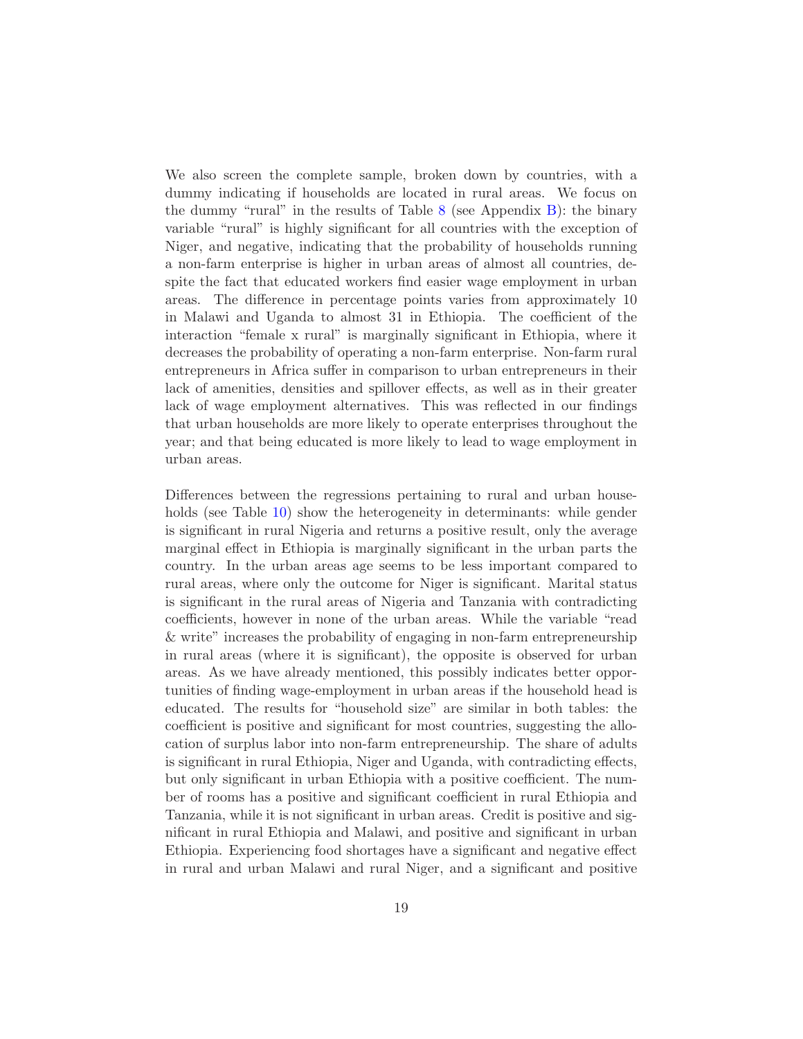We also screen the complete sample, broken down by countries, with a dummy indicating if households are located in rural areas. We focus on the dummy "rural" in the results of Table 8 (see Appendix B): the binary variable "rural" is highly significant for all countries with the exception of Niger, and negative, indicating that the probability of households running a non-farm enterprise is higher in urban areas of almost all countries, despite the fact that educated workers find easier wage employment in urban areas. The difference in percentage points varies from approximately 10 in Malawi and Uganda to almost 31 in Ethiopia. The coefficient of the interaction "female x rural" is marginally significant in Ethiopia, where it decreases the probability of operating a non-farm enterprise. Non-farm rural entrepreneurs in Africa suffer in comparison to urban entrepreneurs in their lack of amenities, densities and spillover effects, as well as in their greater lack of wage employment alternatives. This was reflected in our findings that urban households are more likely to operate enterprises throughout the year; and that being educated is more likely to lead to wage employment in urban areas.

Differences between the regressions pertaining to rural and urban households (see Table 10) show the heterogeneity in determinants: while gender is significant in rural Nigeria and returns a positive result, only the average marginal effect in Ethiopia is marginally significant in the urban parts the country. In the urban areas age seems to be less important compared to rural areas, where only the outcome for Niger is significant. Marital status is significant in the rural areas of Nigeria and Tanzania with contradicting coefficients, however in none of the urban areas. While the variable "read & write" increases the probability of engaging in non-farm entrepreneurship in rural areas (where it is significant), the opposite is observed for urban areas. As we have already mentioned, this possibly indicates better opportunities of finding wage-employment in urban areas if the household head is educated. The results for "household size" are similar in both tables: the coefficient is positive and significant for most countries, suggesting the allocation of surplus labor into non-farm entrepreneurship. The share of adults is significant in rural Ethiopia, Niger and Uganda, with contradicting effects, but only significant in urban Ethiopia with a positive coefficient. The number of rooms has a positive and significant coefficient in rural Ethiopia and Tanzania, while it is not significant in urban areas. Credit is positive and significant in rural Ethiopia and Malawi, and positive and significant in urban Ethiopia. Experiencing food shortages have a significant and negative effect in rural and urban Malawi and rural Niger, and a significant and positive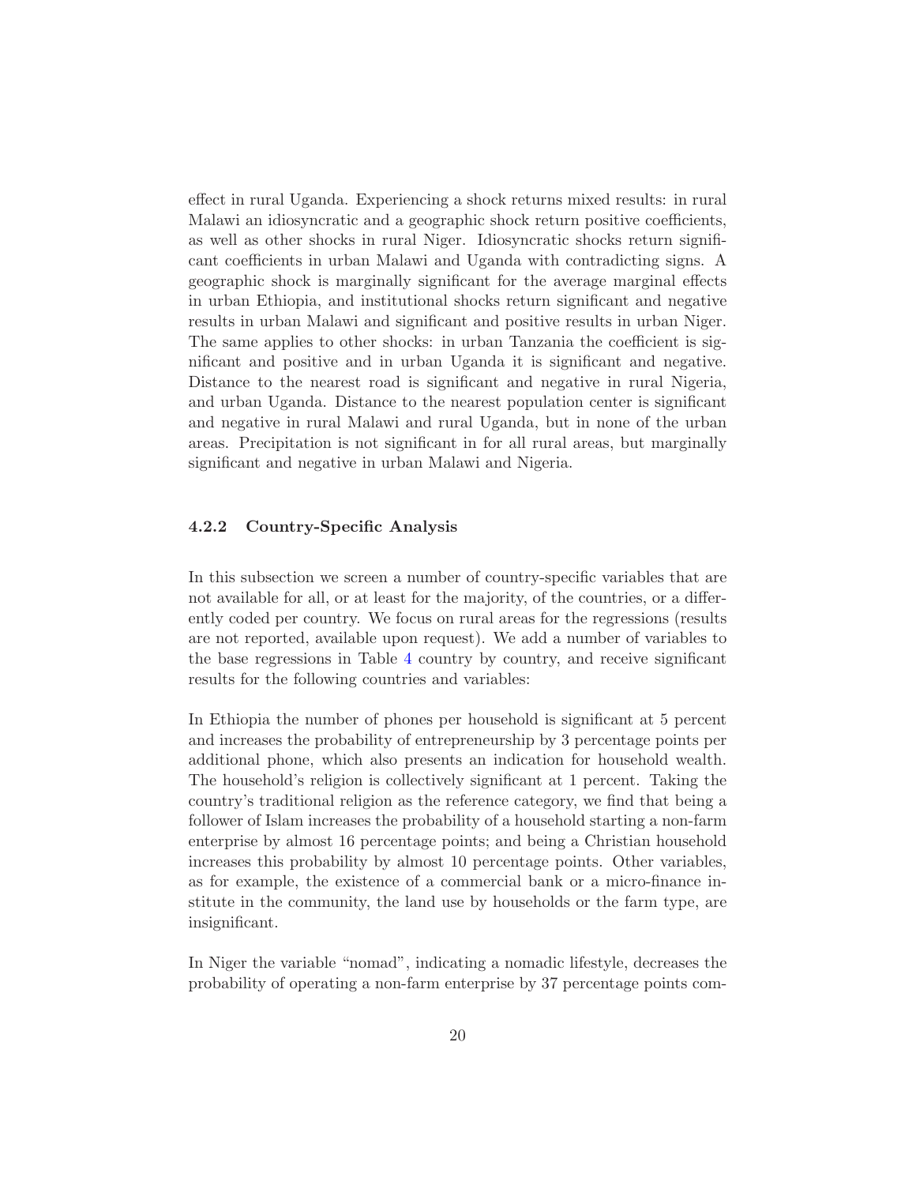effect in rural Uganda. Experiencing a shock returns mixed results: in rural Malawi an idiosyncratic and a geographic shock return positive coefficients, as well as other shocks in rural Niger. Idiosyncratic shocks return significant coefficients in urban Malawi and Uganda with contradicting signs. A geographic shock is marginally significant for the average marginal effects in urban Ethiopia, and institutional shocks return significant and negative results in urban Malawi and significant and positive results in urban Niger. The same applies to other shocks: in urban Tanzania the coefficient is significant and positive and in urban Uganda it is significant and negative. Distance to the nearest road is significant and negative in rural Nigeria, and urban Uganda. Distance to the nearest population center is significant and negative in rural Malawi and rural Uganda, but in none of the urban areas. Precipitation is not significant in for all rural areas, but marginally significant and negative in urban Malawi and Nigeria.

#### 4.2.2 Country-Specific Analysis

In this subsection we screen a number of country-specific variables that are not available for all, or at least for the majority, of the countries, or a differently coded per country. We focus on rural areas for the regressions (results are not reported, available upon request). We add a number of variables to the base regressions in Table 4 country by country, and receive significant results for the following countries and variables:

In Ethiopia the number of phones per household is significant at 5 percent and increases the probability of entrepreneurship by 3 percentage points per additional phone, which also presents an indication for household wealth. The household's religion is collectively significant at 1 percent. Taking the country's traditional religion as the reference category, we find that being a follower of Islam increases the probability of a household starting a non-farm enterprise by almost 16 percentage points; and being a Christian household increases this probability by almost 10 percentage points. Other variables, as for example, the existence of a commercial bank or a micro-finance institute in the community, the land use by households or the farm type, are insignificant.

In Niger the variable "nomad", indicating a nomadic lifestyle, decreases the probability of operating a non-farm enterprise by 37 percentage points com-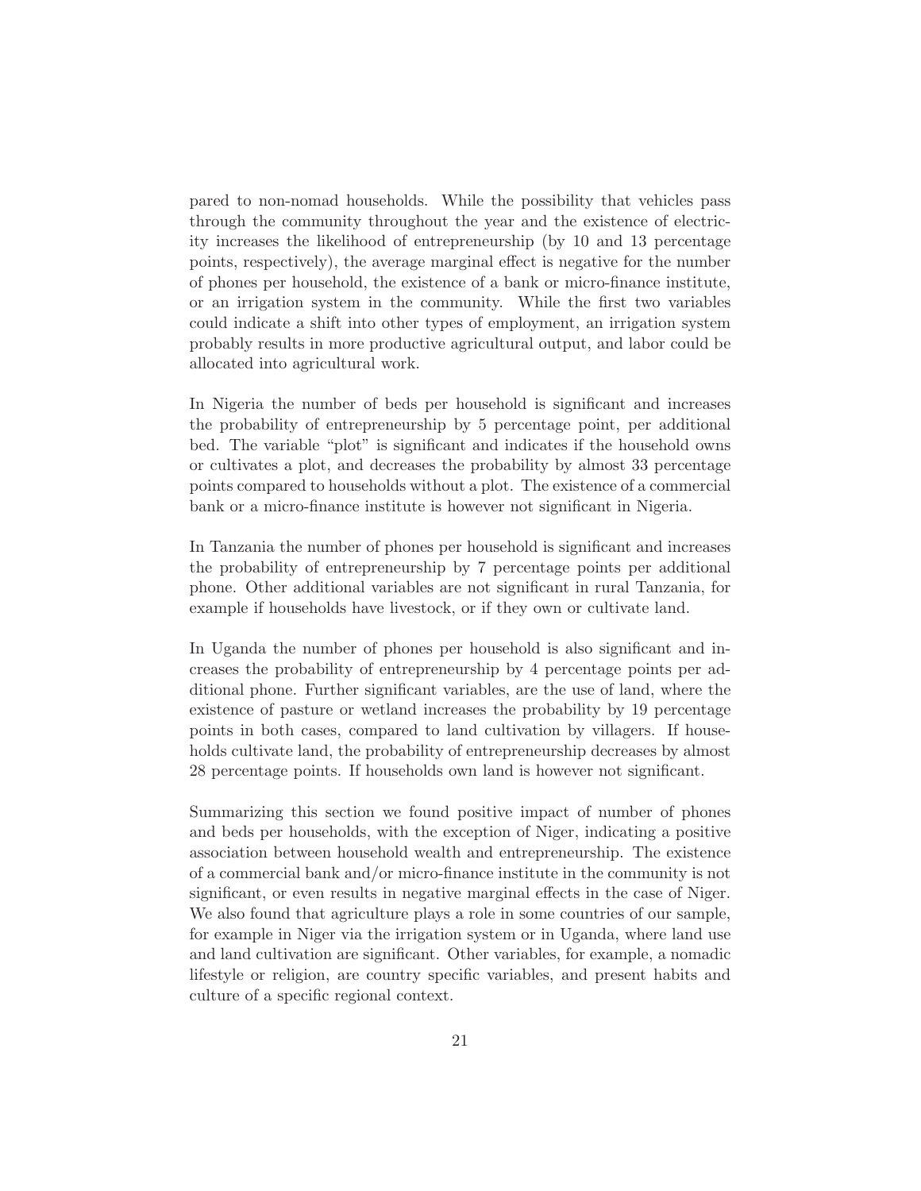pared to non-nomad households. While the possibility that vehicles pass through the community throughout the year and the existence of electricity increases the likelihood of entrepreneurship (by 10 and 13 percentage points, respectively), the average marginal effect is negative for the number of phones per household, the existence of a bank or micro-finance institute, or an irrigation system in the community. While the first two variables could indicate a shift into other types of employment, an irrigation system probably results in more productive agricultural output, and labor could be allocated into agricultural work.

In Nigeria the number of beds per household is significant and increases the probability of entrepreneurship by 5 percentage point, per additional bed. The variable "plot" is significant and indicates if the household owns or cultivates a plot, and decreases the probability by almost 33 percentage points compared to households without a plot. The existence of a commercial bank or a micro-finance institute is however not significant in Nigeria.

In Tanzania the number of phones per household is significant and increases the probability of entrepreneurship by 7 percentage points per additional phone. Other additional variables are not significant in rural Tanzania, for example if households have livestock, or if they own or cultivate land.

In Uganda the number of phones per household is also significant and increases the probability of entrepreneurship by 4 percentage points per additional phone. Further significant variables, are the use of land, where the existence of pasture or wetland increases the probability by 19 percentage points in both cases, compared to land cultivation by villagers. If households cultivate land, the probability of entrepreneurship decreases by almost 28 percentage points. If households own land is however not significant.

Summarizing this section we found positive impact of number of phones and beds per households, with the exception of Niger, indicating a positive association between household wealth and entrepreneurship. The existence of a commercial bank and/or micro-finance institute in the community is not significant, or even results in negative marginal effects in the case of Niger. We also found that agriculture plays a role in some countries of our sample, for example in Niger via the irrigation system or in Uganda, where land use and land cultivation are significant. Other variables, for example, a nomadic lifestyle or religion, are country specific variables, and present habits and culture of a specific regional context.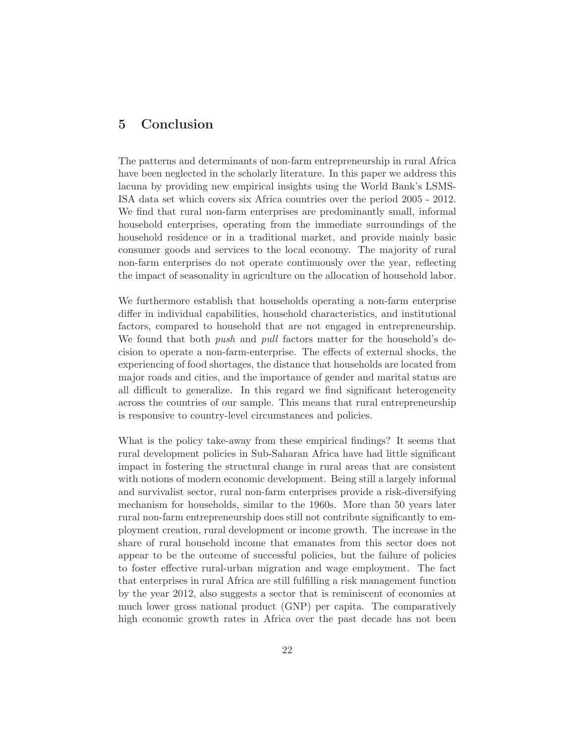## 5 Conclusion

The patterns and determinants of non-farm entrepreneurship in rural Africa have been neglected in the scholarly literature. In this paper we address this lacuna by providing new empirical insights using the World Bank's LSMS-ISA data set which covers six Africa countries over the period 2005 - 2012. We find that rural non-farm enterprises are predominantly small, informal household enterprises, operating from the immediate surroundings of the household residence or in a traditional market, and provide mainly basic consumer goods and services to the local economy. The majority of rural non-farm enterprises do not operate continuously over the year, reflecting the impact of seasonality in agriculture on the allocation of household labor.

We furthermore establish that households operating a non-farm enterprise differ in individual capabilities, household characteristics, and institutional factors, compared to household that are not engaged in entrepreneurship. We found that both *push* and *pull* factors matter for the household's decision to operate a non-farm-enterprise. The effects of external shocks, the experiencing of food shortages, the distance that households are located from major roads and cities, and the importance of gender and marital status are all difficult to generalize. In this regard we find significant heterogeneity across the countries of our sample. This means that rural entrepreneurship is responsive to country-level circumstances and policies.

What is the policy take-away from these empirical findings? It seems that rural development policies in Sub-Saharan Africa have had little significant impact in fostering the structural change in rural areas that are consistent with notions of modern economic development. Being still a largely informal and survivalist sector, rural non-farm enterprises provide a risk-diversifying mechanism for households, similar to the 1960s. More than 50 years later rural non-farm entrepreneurship does still not contribute significantly to employment creation, rural development or income growth. The increase in the share of rural household income that emanates from this sector does not appear to be the outcome of successful policies, but the failure of policies to foster effective rural-urban migration and wage employment. The fact that enterprises in rural Africa are still fulfilling a risk management function by the year 2012, also suggests a sector that is reminiscent of economies at much lower gross national product (GNP) per capita. The comparatively high economic growth rates in Africa over the past decade has not been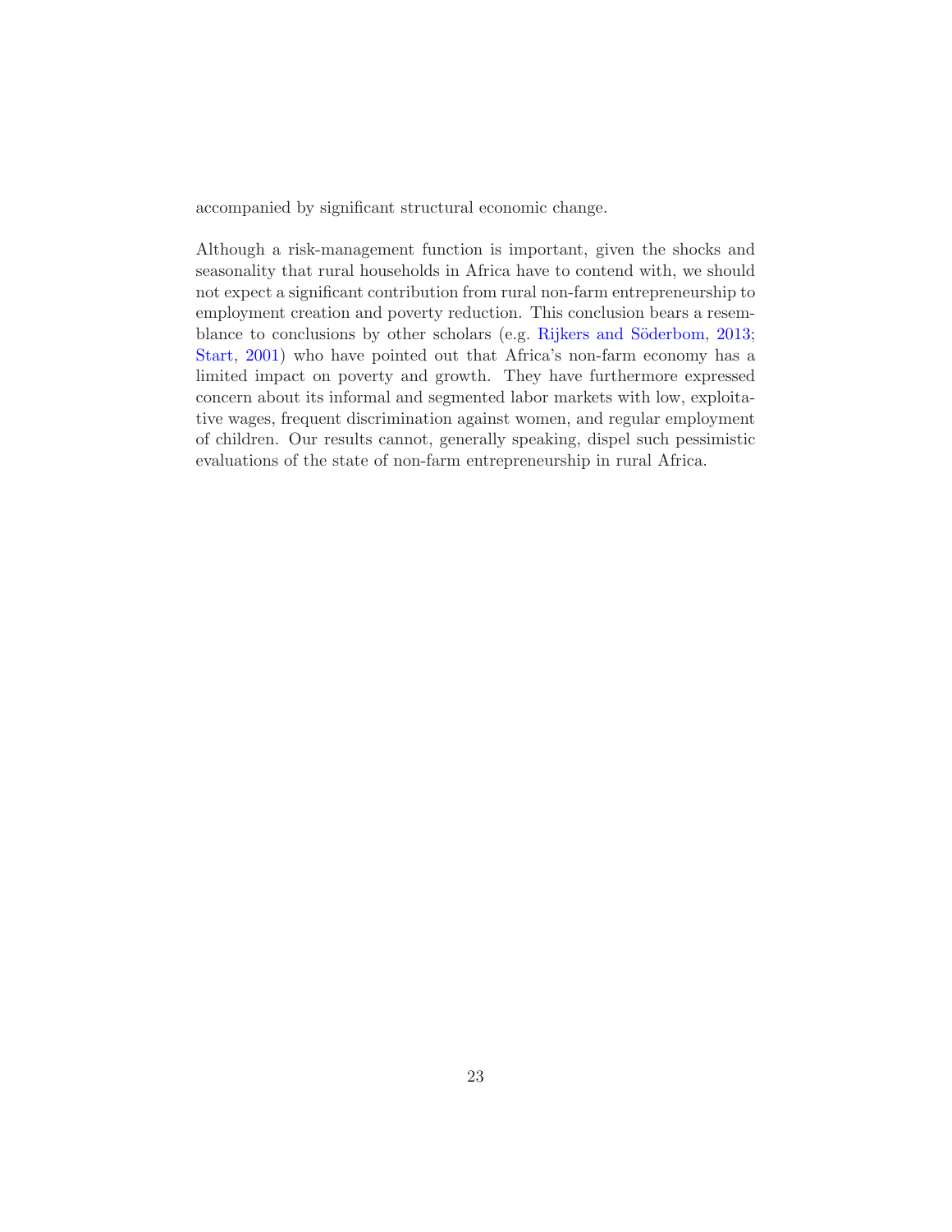accompanied by significant structural economic change.

Although a risk-management function is important, given the shocks and seasonality that rural households in Africa have to contend with, we should not expect a significant contribution from rural non-farm entrepreneurship to employment creation and poverty reduction. This conclusion bears a resemblance to conclusions by other scholars (e.g. Rijkers and Söderbom, 2013; Start, 2001) who have pointed out that Africa's non-farm economy has a limited impact on poverty and growth. They have furthermore expressed concern about its informal and segmented labor markets with low, exploitative wages, frequent discrimination against women, and regular employment of children. Our results cannot, generally speaking, dispel such pessimistic evaluations of the state of non-farm entrepreneurship in rural Africa.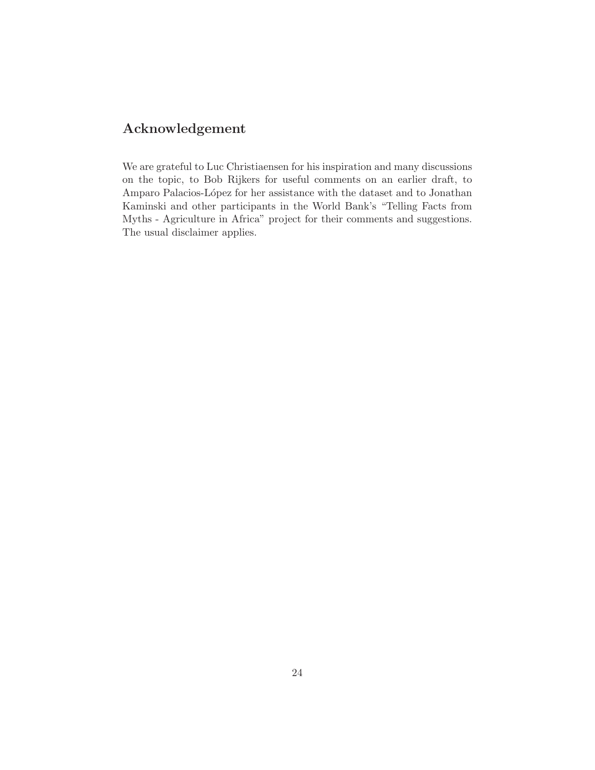## Acknowledgement

We are grateful to Luc Christiaensen for his inspiration and many discussions on the topic, to Bob Rijkers for useful comments on an earlier draft, to Amparo Palacios-López for her assistance with the dataset and to Jonathan Kaminski and other participants in the World Bank's "Telling Facts from Myths - Agriculture in Africa" project for their comments and suggestions. The usual disclaimer applies.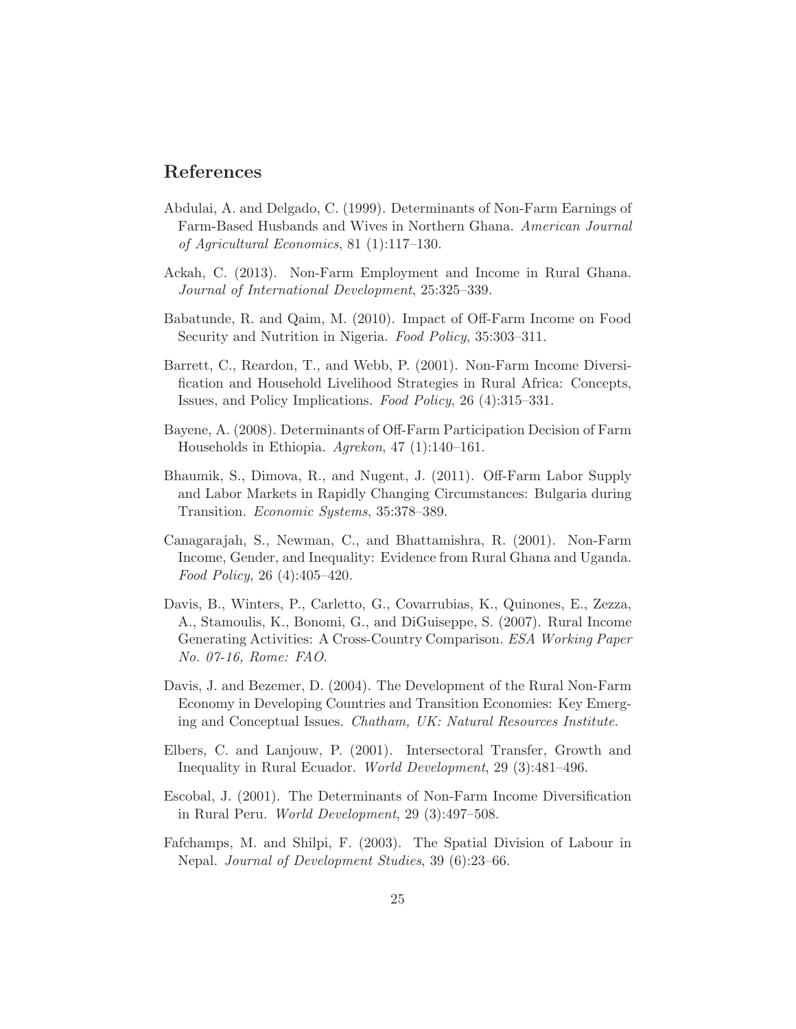## References

Abdulai, A. and Delgado, C. (1999). Determinants of Non-Farm Earnings of Farm-Based Husbands and Wives in Northern Ghana. *American Journal of Agricultural Economics*, 81 (1):117–130.

Ackah, C. (2013). Non-Farm Employment and Income in Rural Ghana. *Journal of International Development*, 25:325–339.

Babatunde, R. and Qaim, M. (2010). Impact of Off-Farm Income on Food Security and Nutrition in Nigeria. *Food Policy*, 35:303–311.

Barrett, C., Reardon, T., and Webb, P. (2001). Non-Farm Income Diversification and Household Livelihood Strategies in Rural Africa: Concepts, Issues, and Policy Implications. *Food Policy*, 26 (4):315–331.

Bayene, A. (2008). Determinants of Off-Farm Participation Decision of Farm Households in Ethiopia. *Agrekon*, 47 (1):140–161.

Bhaumik, S., Dimova, R., and Nugent, J. (2011). Off-Farm Labor Supply and Labor Markets in Rapidly Changing Circumstances: Bulgaria during Transition. *Economic Systems*, 35:378–389.

Canagarajah, S., Newman, C., and Bhattamishra, R. (2001). Non-Farm Income, Gender, and Inequality: Evidence from Rural Ghana and Uganda. *Food Policy*, 26 (4):405–420.

Davis, B., Winters, P., Carletto, G., Covarrubias, K., Quinones, E., Zezza, A., Stamoulis, K., Bonomi, G., and DiGuiseppe, S. (2007). Rural Income Generating Activities: A Cross-Country Comparison. *ESA Working Paper No. 07-16, Rome: FAO*.

Davis, J. and Bezemer, D. (2004). The Development of the Rural Non-Farm Economy in Developing Countries and Transition Economies: Key Emerging and Conceptual Issues. *Chatham, UK: Natural Resources Institute*.

Elbers, C. and Lanjouw, P. (2001). Intersectoral Transfer, Growth and Inequality in Rural Ecuador. *World Development*, 29 (3):481–496.

Escobal, J. (2001). The Determinants of Non-Farm Income Diversification in Rural Peru. *World Development*, 29 (3):497–508.

Fafchamps, M. and Shilpi, F. (2003). The Spatial Division of Labour in Nepal. *Journal of Development Studies*, 39 (6):23–66.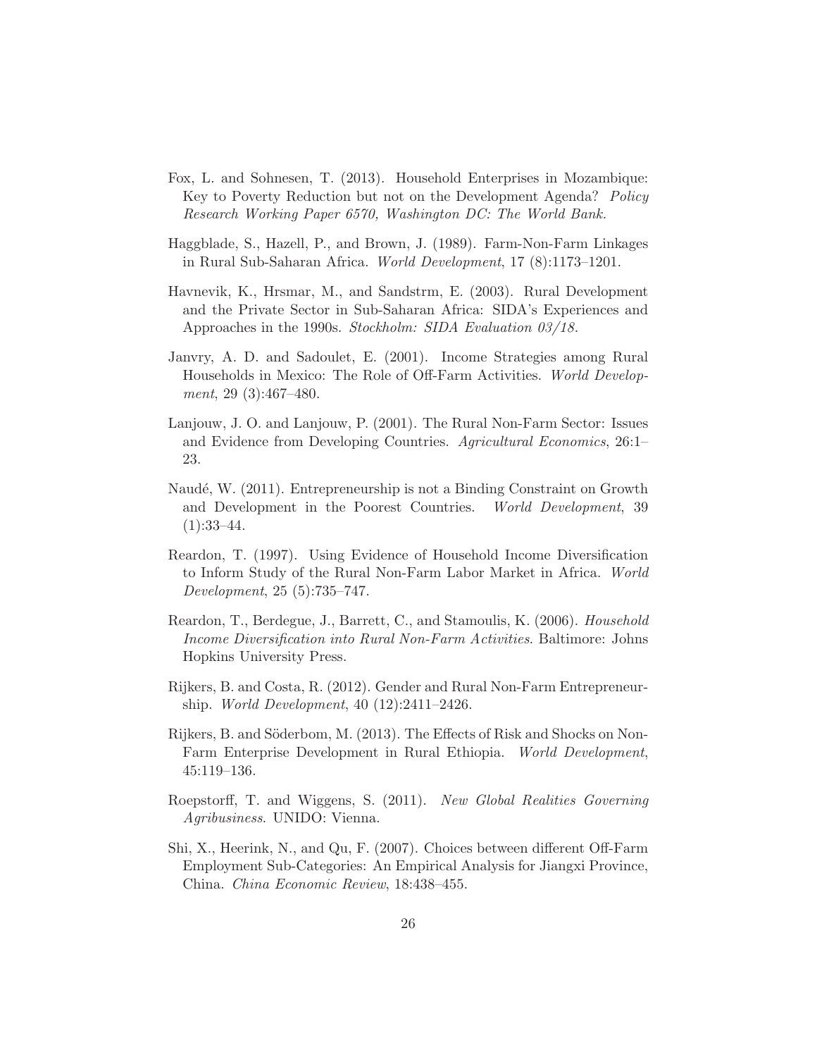Fox, L. and Sohnesen, T. (2013). Household Enterprises in Mozambique: Key to Poverty Reduction but not on the Development Agenda? *Policy Research Working Paper 6570, Washington DC: The World Bank.*

Haggblade, S., Hazell, P., and Brown, J. (1989). Farm-Non-Farm Linkages in Rural Sub-Saharan Africa. *World Development*, 17 (8):1173–1201.

Havnevik, K., Hrsmar, M., and Sandstrm, E. (2003). Rural Development and the Private Sector in Sub-Saharan Africa: SIDA's Experiences and Approaches in the 1990s. *Stockholm: SIDA Evaluation 03/18.*

Janvry, A. D. and Sadoulet, E. (2001). Income Strategies among Rural Households in Mexico: The Role of Off-Farm Activities. *World Development*, 29 (3):467–480.

Lanjouw, J. O. and Lanjouw, P. (2001). The Rural Non-Farm Sector: Issues and Evidence from Developing Countries. *Agricultural Economics*, 26:1–23.

Naudé, W. (2011). Entrepreneurship is not a Binding Constraint on Growth and Development in the Poorest Countries. *World Development*, 39 (1):33–44.

Reardon, T. (1997). Using Evidence of Household Income Diversification to Inform Study of the Rural Non-Farm Labor Market in Africa. *World Development*, 25 (5):735–747.

Reardon, T., Berdegue, J., Barrett, C., and Stamoulis, K. (2006). *Household Income Diversification into Rural Non-Farm Activities*. Baltimore: Johns Hopkins University Press.

Rijkers, B. and Costa, R. (2012). Gender and Rural Non-Farm Entrepreneurship. *World Development*, 40 (12):2411–2426.

Rijkers, B. and Söderbom, M. (2013). The Effects of Risk and Shocks on Non-Farm Enterprise Development in Rural Ethiopia. *World Development*, 45:119–136.

Roepstorff, T. and Wiggens, S. (2011). *New Global Realities Governing Agribusiness*. UNIDO: Vienna.

Shi, X., Heerink, N., and Qu, F. (2007). Choices between different Off-Farm Employment Sub-Categories: An Empirical Analysis for Jiangxi Province, China. *China Economic Review*, 18:438–455.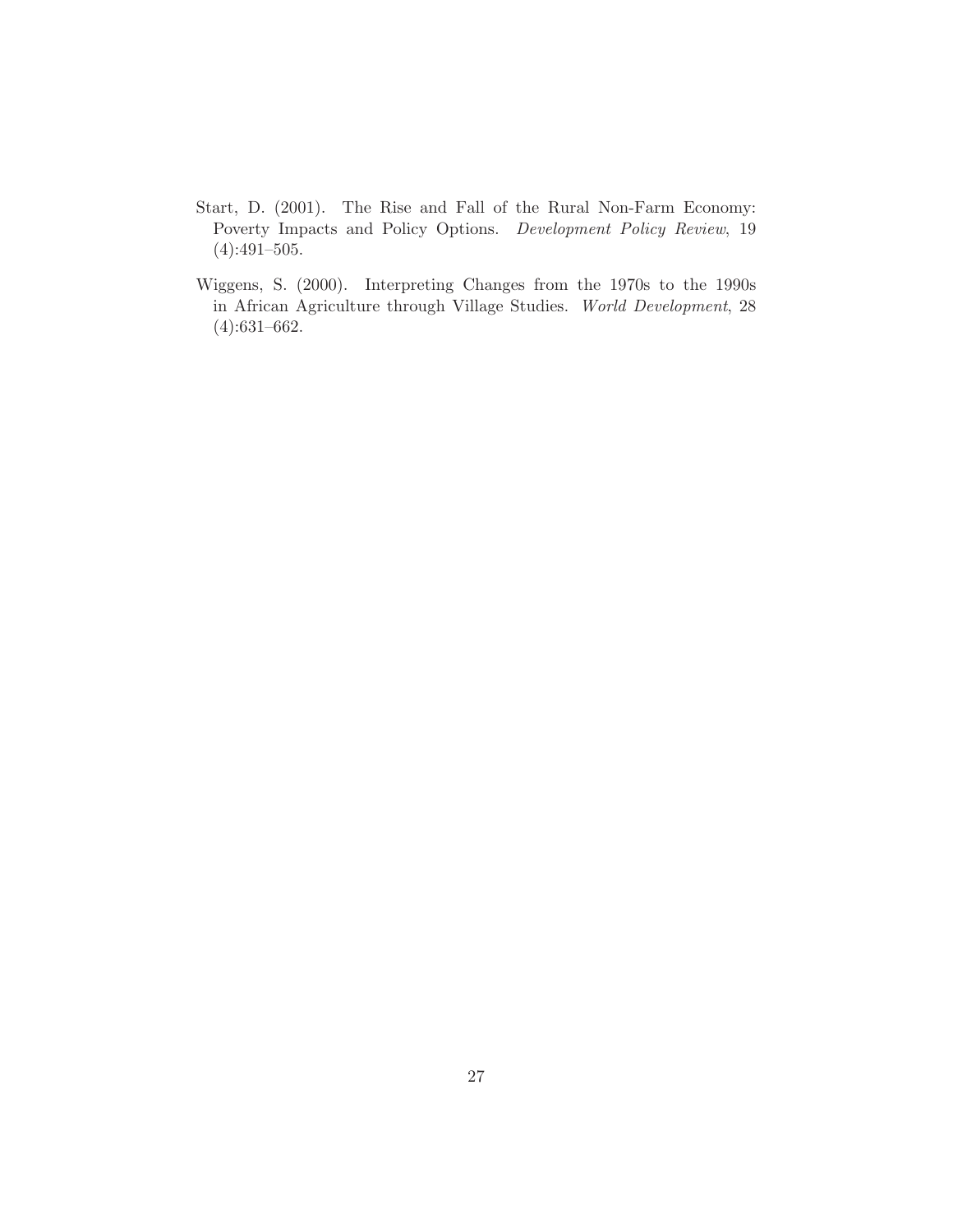Start, D. (2001). The Rise and Fall of the Rural Non-Farm Economy: Poverty Impacts and Policy Options. *Development Policy Review*, 19 (4):491–505.

Wiggens, S. (2000). Interpreting Changes from the 1970s to the 1990s in African Agriculture through Village Studies. *World Development*, 28 (4):631–662.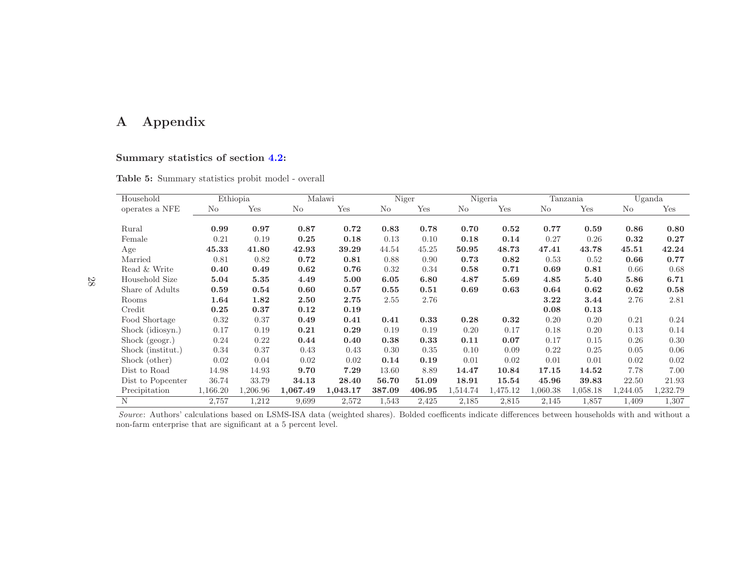# A Appendix

**Summary statistics of section 4.2:**

**Table 5:** Summary statistics probit model - overall

| Household operates a NFE | Ethiopia | | Malawi | | Niger | | Nigeria | | Tanzania | | Uganda | |
|---|---|---|---|---|---|---|---|---|---|---|---|---|
| | No | Yes | No | Yes | No | Yes | No | Yes | No | Yes | No | Yes |
| Rural | **0.99** | **0.97** | **0.87** | **0.72** | **0.83** | **0.78** | **0.70** | **0.52** | **0.77** | **0.59** | **0.86** | **0.80** |
| Female | 0.21 | 0.19 | **0.25** | **0.18** | 0.13 | 0.10 | **0.18** | **0.14** | 0.27 | 0.26 | **0.32** | **0.27** |
| Age | **45.33** | **41.80** | **42.93** | **39.29** | 44.54 | 45.25 | **50.95** | **48.73** | **47.41** | **43.78** | **45.51** | **42.24** |
| Married | 0.81 | 0.82 | **0.72** | **0.81** | 0.88 | 0.90 | **0.73** | **0.82** | 0.53 | 0.52 | **0.66** | **0.77** |
| Read & Write | **0.40** | **0.49** | **0.62** | **0.76** | 0.32 | 0.34 | **0.58** | **0.71** | **0.69** | **0.81** | 0.66 | 0.68 |
| Household Size | **5.04** | **5.35** | **4.49** | **5.00** | **6.05** | **6.80** | **4.87** | **5.69** | **4.85** | **5.40** | **5.86** | **6.71** |
| Share of Adults | **0.59** | **0.54** | **0.60** | **0.57** | **0.55** | **0.51** | **0.69** | **0.63** | **0.64** | **0.62** | **0.62** | **0.58** |
| Rooms | **1.64** | **1.82** | **2.50** | **2.75** | 2.55 | 2.76 | | | **3.22** | **3.44** | 2.76 | 2.81 |
| Credit | **0.25** | **0.37** | **0.12** | **0.19** | | | | | **0.08** | **0.13** | | |
| Food Shortage | 0.32 | 0.37 | **0.49** | **0.41** | **0.41** | **0.33** | **0.28** | **0.32** | 0.20 | 0.20 | 0.21 | 0.24 |
| Shock (idiosyn.) | 0.17 | 0.19 | **0.21** | **0.29** | 0.19 | 0.19 | 0.20 | 0.17 | 0.18 | 0.20 | 0.13 | 0.14 |
| Shock (geogr.) | 0.24 | 0.22 | **0.44** | **0.40** | **0.38** | **0.33** | **0.11** | **0.07** | 0.17 | 0.15 | 0.26 | 0.30 |
| Shock (institut.) | 0.34 | 0.37 | 0.43 | 0.43 | 0.30 | 0.35 | 0.10 | 0.09 | 0.22 | 0.25 | 0.05 | 0.06 |
| Shock (other) | 0.02 | 0.04 | 0.02 | 0.02 | **0.14** | **0.19** | 0.01 | 0.02 | 0.01 | 0.01 | 0.02 | 0.02 |
| Dist to Road | 14.98 | 14.93 | **9.70** | **7.29** | 13.60 | 8.89 | **14.47** | **10.84** | **17.15** | **14.52** | 7.78 | 7.00 |
| Dist to Popcenter | 36.74 | 33.79 | **34.13** | **28.40** | **56.70** | **51.09** | **18.91** | **15.54** | **45.96** | **39.83** | 22.50 | 21.93 |
| Precipitation | 1,166.20 | 1,206.96 | **1,067.49** | **1,043.17** | **387.09** | **406.95** | 1,514.74 | 1,475.12 | 1,060.38 | 1,058.18 | 1,244.05 | 1,232.79 |
| N | 2,757 | 1,212 | 9,699 | 2,572 | 1,543 | 2,425 | 2,185 | 2,815 | 2,145 | 1,857 | 1,409 | 1,307 |

*Source*: Authors' calculations based on LSMS-ISA data (weighted shares). Bolded coefficents indicate differences between households with and without a non-farm enterprise that are significant at a 5 percent level.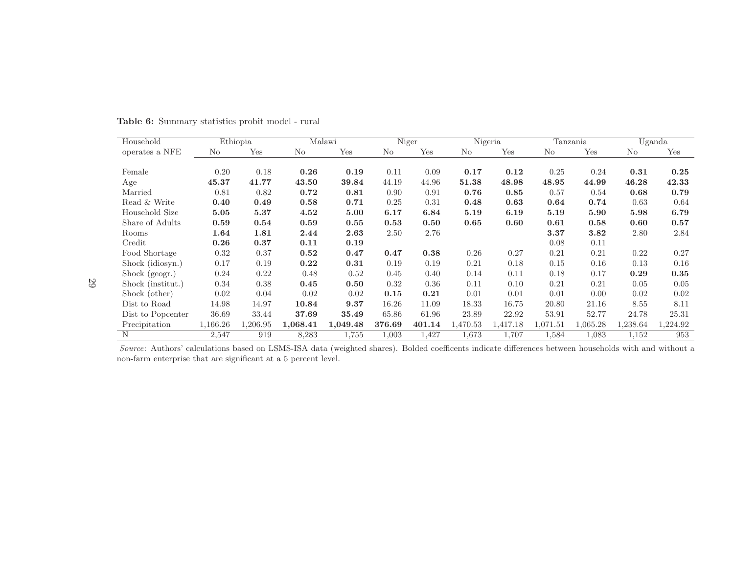**Table 6:** Summary statistics probit model - rural

| Household operates a NFE | Ethiopia | | Malawi | | Niger | | Nigeria | | Tanzania | | Uganda | |
|---|---|---|---|---|---|---|---|---|---|---|---|---|
| | No | Yes | No | Yes | No | Yes | No | Yes | No | Yes | No | Yes |
| Female | 0.20 | 0.18 | **0.26** | **0.19** | 0.11 | 0.09 | **0.17** | **0.12** | 0.25 | 0.24 | **0.31** | **0.25** |
| Age | **45.37** | **41.77** | **43.50** | **39.84** | 44.19 | 44.96 | **51.38** | **48.98** | **48.95** | **44.99** | **46.28** | **42.33** |
| Married | 0.81 | 0.82 | **0.72** | **0.81** | 0.90 | 0.91 | **0.76** | **0.85** | 0.57 | 0.54 | **0.68** | **0.79** |
| Read & Write | **0.40** | **0.49** | **0.58** | **0.71** | 0.25 | 0.31 | **0.48** | **0.63** | **0.64** | **0.74** | 0.63 | 0.64 |
| Household Size | **5.05** | **5.37** | **4.52** | **5.00** | **6.17** | **6.84** | **5.19** | **6.19** | **5.19** | **5.90** | **5.98** | **6.79** |
| Share of Adults | **0.59** | **0.54** | **0.59** | **0.55** | **0.53** | **0.50** | **0.65** | **0.60** | **0.61** | **0.58** | **0.60** | **0.57** |
| Rooms | **1.64** | **1.81** | **2.44** | **2.63** | 2.50 | 2.76 | | | **3.37** | **3.82** | 2.80 | 2.84 |
| Credit | **0.26** | **0.37** | **0.11** | **0.19** | | | | | 0.08 | 0.11 | | |
| Food Shortage | 0.32 | 0.37 | **0.52** | **0.47** | **0.47** | **0.38** | 0.26 | 0.27 | 0.21 | 0.21 | 0.22 | 0.27 |
| Shock (idiosyn.) | 0.17 | 0.19 | **0.22** | **0.31** | 0.19 | 0.19 | 0.21 | 0.18 | 0.15 | 0.16 | 0.13 | 0.16 |
| Shock (geogr.) | 0.24 | 0.22 | 0.48 | 0.52 | 0.45 | 0.40 | 0.14 | 0.11 | 0.18 | 0.17 | **0.29** | **0.35** |
| Shock (institut.) | 0.34 | 0.38 | **0.45** | **0.50** | 0.32 | 0.36 | 0.11 | 0.10 | 0.21 | 0.21 | 0.05 | 0.05 |
| Shock (other) | 0.02 | 0.04 | 0.02 | 0.02 | **0.15** | **0.21** | 0.01 | 0.01 | 0.01 | 0.00 | 0.02 | 0.02 |
| Dist to Road | 14.98 | 14.97 | **10.84** | **9.37** | 16.26 | 11.09 | 18.33 | 16.75 | 20.80 | 21.16 | 8.55 | 8.11 |
| Dist to Popcenter | 36.69 | 33.44 | **37.69** | **35.49** | 65.86 | 61.96 | 23.89 | 22.92 | 53.91 | 52.77 | 24.78 | 25.31 |
| Precipitation | 1,166.26 | 1,206.95 | **1,068.41** | **1,049.48** | **376.69** | **401.14** | 1,470.53 | 1,417.18 | 1,071.51 | 1,065.28 | 1,238.64 | 1,224.92 |
| N | 2,547 | 919 | 8,283 | 1,755 | 1,003 | 1,427 | 1,673 | 1,707 | 1,584 | 1,083 | 1,152 | 953 |

*Source*: Authors' calculations based on LSMS-ISA data (weighted shares). Bolded coefficents indicate differences between households with and without a non-farm enterprise that are significant at a 5 percent level.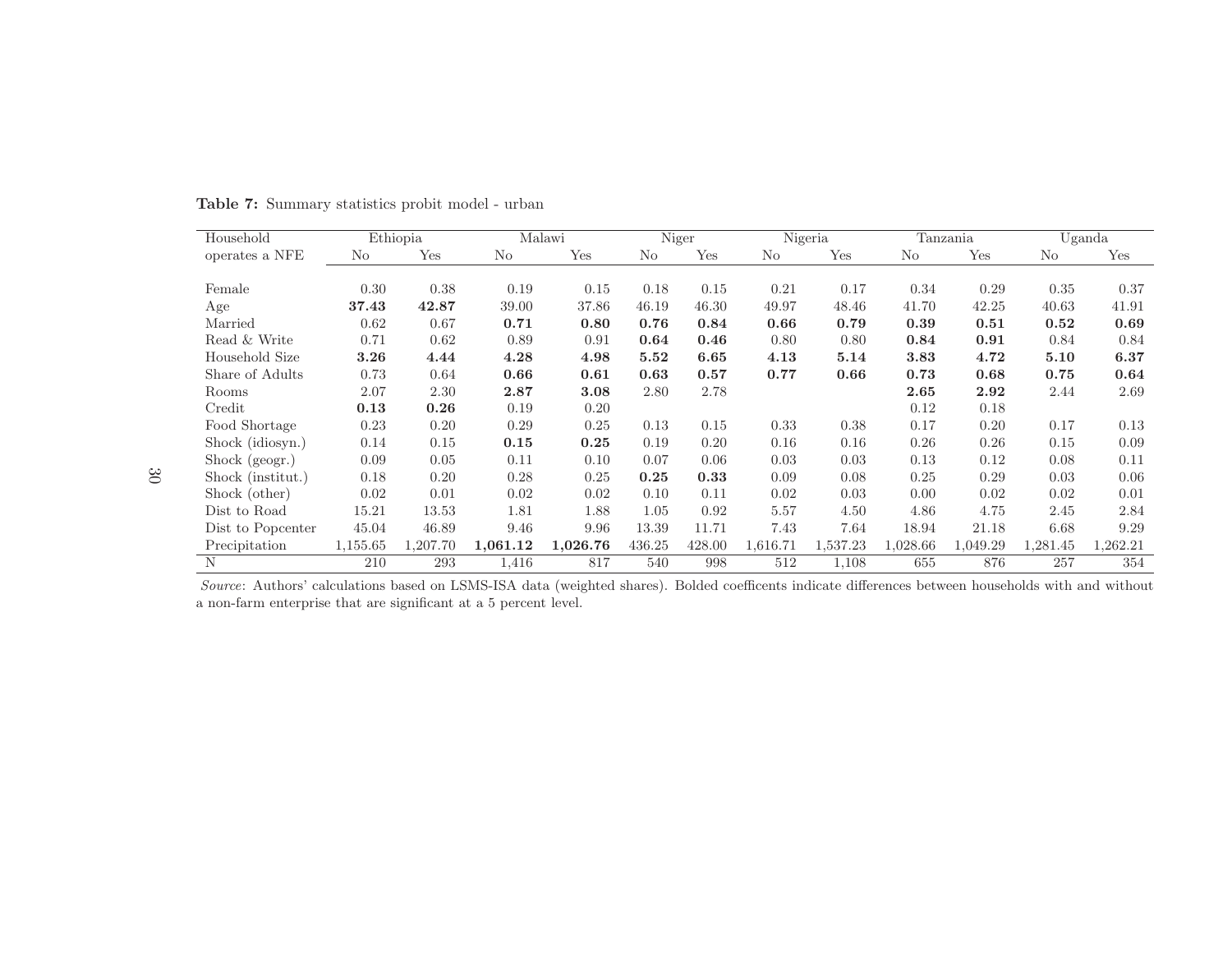**Table 7:** Summary statistics probit model - urban

| Household operates a NFE | Ethiopia | | Malawi | | Niger | | Nigeria | | Tanzania | | Uganda | |
|---|---|---|---|---|---|---|---|---|---|---|---|---|
| | No | Yes | No | Yes | No | Yes | No | Yes | No | Yes | No | Yes |
| Female | 0.30 | 0.38 | 0.19 | 0.15 | 0.18 | 0.15 | 0.21 | 0.17 | 0.34 | 0.29 | 0.35 | 0.37 |
| Age | **37.43** | **42.87** | 39.00 | 37.86 | 46.19 | 46.30 | 49.97 | 48.46 | 41.70 | 42.25 | 40.63 | 41.91 |
| Married | 0.62 | 0.67 | **0.71** | **0.80** | **0.76** | **0.84** | **0.66** | **0.79** | **0.39** | **0.51** | **0.52** | **0.69** |
| Read & Write | 0.71 | 0.62 | 0.89 | 0.91 | **0.64** | **0.46** | 0.80 | 0.80 | **0.84** | **0.91** | 0.84 | 0.84 |
| Household Size | **3.26** | **4.44** | **4.28** | **4.98** | **5.52** | **6.65** | **4.13** | **5.14** | **3.83** | **4.72** | **5.10** | **6.37** |
| Share of Adults | 0.73 | 0.64 | **0.66** | **0.61** | **0.63** | **0.57** | **0.77** | **0.66** | **0.73** | **0.68** | **0.75** | **0.64** |
| Rooms | 2.07 | 2.30 | **2.87** | **3.08** | 2.80 | 2.78 | | | **2.65** | **2.92** | 2.44 | 2.69 |
| Credit | **0.13** | **0.26** | 0.19 | 0.20 | | | | | 0.12 | 0.18 | | |
| Food Shortage | 0.23 | 0.20 | 0.29 | 0.25 | 0.13 | 0.15 | 0.33 | 0.38 | 0.17 | 0.20 | 0.17 | 0.13 |
| Shock (idiosyn.) | 0.14 | 0.15 | **0.15** | **0.25** | 0.19 | 0.20 | 0.16 | 0.16 | 0.26 | 0.26 | 0.15 | 0.09 |
| Shock (geogr.) | 0.09 | 0.05 | 0.11 | 0.10 | 0.07 | 0.06 | 0.03 | 0.03 | 0.13 | 0.12 | 0.08 | 0.11 |
| Shock (institut.) | 0.18 | 0.20 | 0.28 | 0.25 | **0.25** | **0.33** | 0.09 | 0.08 | 0.25 | 0.29 | 0.03 | 0.06 |
| Shock (other) | 0.02 | 0.01 | 0.02 | 0.02 | 0.10 | 0.11 | 0.02 | 0.03 | 0.00 | 0.02 | 0.02 | 0.01 |
| Dist to Road | 15.21 | 13.53 | 1.81 | 1.88 | 1.05 | 0.92 | 5.57 | 4.50 | 4.86 | 4.75 | 2.45 | 2.84 |
| Dist to Popcenter | 45.04 | 46.89 | 9.46 | 9.96 | 13.39 | 11.71 | 7.43 | 7.64 | 18.94 | 21.18 | 6.68 | 9.29 |
| Precipitation | 1,155.65 | 1,207.70 | **1,061.12** | **1,026.76** | 436.25 | 428.00 | 1,616.71 | 1,537.23 | 1,028.66 | 1,049.29 | 1,281.45 | 1,262.21 |
| N | 210 | 293 | 1,416 | 817 | 540 | 998 | 512 | 1,108 | 655 | 876 | 257 | 354 |

*Source*: Authors' calculations based on LSMS-ISA data (weighted shares). Bolded coefficents indicate differences between households with and without a non-farm enterprise that are significant at a 5 percent level.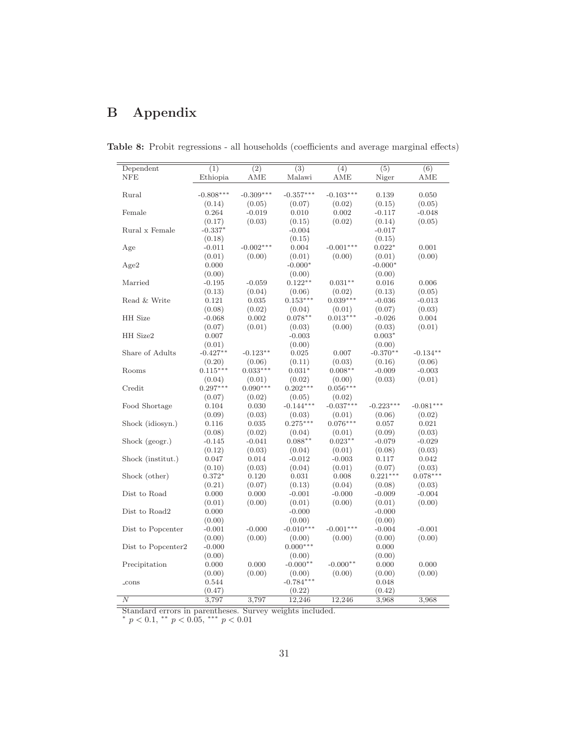# B Appendix

**Table 8:** Probit regressions - all households (coefficients and average marginal effects)

| Dependent NFE | (1) Ethiopia | (2) AME | (3) Malawi | (4) AME | (5) Niger | (6) AME |
|---|---|---|---|---|---|---|
| Rural | -0.808*** | -0.309*** | -0.357*** | -0.103*** | 0.139 | 0.050 |
| | (0.14) | (0.05) | (0.07) | (0.02) | (0.15) | (0.05) |
| Female | 0.264 | -0.019 | 0.010 | 0.002 | -0.117 | -0.048 |
| | (0.17) | (0.03) | (0.15) | (0.02) | (0.14) | (0.05) |
| Rural x Female | -0.337* | | -0.004 | | -0.017 | |
| | (0.18) | | (0.15) | | (0.15) | |
| Age | -0.011 | -0.002*** | 0.004 | -0.001*** | 0.022* | 0.001 |
| | (0.01) | (0.00) | (0.01) | (0.00) | (0.01) | (0.00) |
| Age2 | 0.000 | | -0.000* | | -0.000* | |
| | (0.00) | | (0.00) | | (0.00) | |
| Married | -0.195 | -0.059 | 0.122** | 0.031** | 0.016 | 0.006 |
| | (0.13) | (0.04) | (0.06) | (0.02) | (0.13) | (0.05) |
| Read & Write | 0.121 | 0.035 | 0.153*** | 0.039*** | -0.036 | -0.013 |
| | (0.08) | (0.02) | (0.04) | (0.01) | (0.07) | (0.03) |
| HH Size | -0.068 | 0.002 | 0.078** | 0.013*** | -0.026 | 0.004 |
| | (0.07) | (0.01) | (0.03) | (0.00) | (0.03) | (0.01) |
| HH Size2 | 0.007 | | -0.003 | | 0.003* | |
| | (0.01) | | (0.00) | | (0.00) | |
| Share of Adults | -0.427** | -0.123** | 0.025 | 0.007 | -0.370** | -0.134** |
| | (0.20) | (0.06) | (0.11) | (0.03) | (0.16) | (0.06) |
| Rooms | 0.115*** | 0.033*** | 0.031* | 0.008** | -0.009 | -0.003 |
| | (0.04) | (0.01) | (0.02) | (0.00) | (0.03) | (0.01) |
| Credit | 0.297*** | 0.090*** | 0.202*** | 0.056*** | | |
| | (0.07) | (0.02) | (0.05) | (0.02) | | |
| Food Shortage | 0.104 | 0.030 | -0.144*** | -0.037*** | -0.223*** | -0.081*** |
| | (0.09) | (0.03) | (0.03) | (0.01) | (0.06) | (0.02) |
| Shock (idiosyn.) | 0.116 | 0.035 | 0.275*** | 0.076*** | 0.057 | 0.021 |
| | (0.08) | (0.02) | (0.04) | (0.01) | (0.09) | (0.03) |
| Shock (geogr.) | -0.145 | -0.041 | 0.088** | 0.023** | -0.079 | -0.029 |
| | (0.12) | (0.03) | (0.04) | (0.01) | (0.08) | (0.03) |
| Shock (institut.) | 0.047 | 0.014 | -0.012 | -0.003 | 0.117 | 0.042 |
| | (0.10) | (0.03) | (0.04) | (0.01) | (0.07) | (0.03) |
| Shock (other) | 0.372* | 0.120 | 0.031 | 0.008 | 0.221*** | 0.078*** |
| | (0.21) | (0.07) | (0.13) | (0.04) | (0.08) | (0.03) |
| Dist to Road | 0.000 | 0.000 | -0.001 | -0.000 | -0.009 | -0.004 |
| | (0.01) | (0.00) | (0.01) | (0.00) | (0.01) | (0.00) |
| Dist to Road2 | 0.000 | | -0.000 | | -0.000 | |
| | (0.00) | | (0.00) | | (0.00) | |
| Dist to Popcenter | -0.001 | -0.000 | -0.010*** | -0.001*** | -0.004 | -0.001 |
| | (0.00) | (0.00) | (0.00) | (0.00) | (0.00) | (0.00) |
| Dist to Popcenter2 | -0.000 | | 0.000*** | | 0.000 | |
| | (0.00) | | (0.00) | | (0.00) | |
| Precipitation | 0.000 | 0.000 | -0.000** | -0.000** | 0.000 | 0.000 |
| | (0.00) | (0.00) | (0.00) | (0.00) | (0.00) | (0.00) |
| _cons | 0.544 | | -0.784*** | | 0.048 | |
| | (0.47) | | (0.22) | | (0.42) | |
| $N$ | 3,797 | 3,797 | 12,246 | 12,246 | 3,968 | 3,968 |

Standard errors in parentheses. Survey weights included.
$^{*}$ $p < 0.1$, $^{**}$ $p < 0.05$, $^{***}$ $p < 0.01$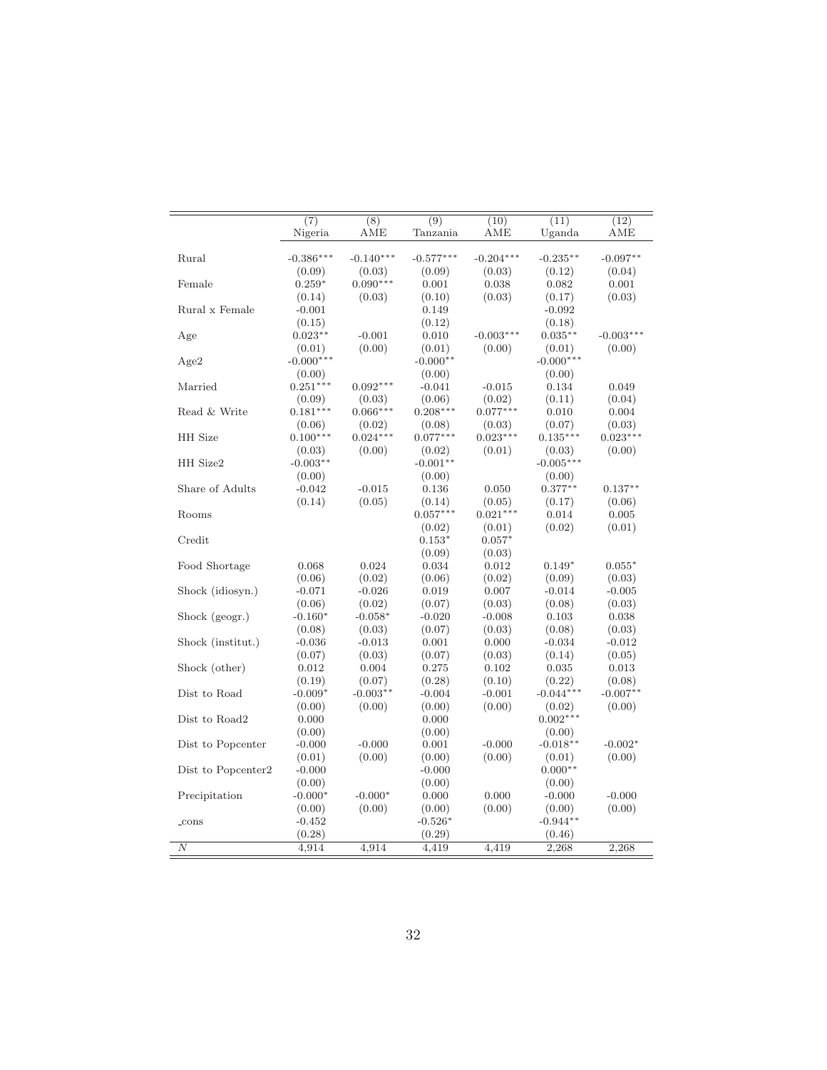| | (7) | (8) | (9) | (10) | (11) | (12) |
|---|---|---|---|---|---|---|
| | Nigeria | AME | Tanzania | AME | Uganda | AME |
| Rural | -0.386*** | -0.140*** | -0.577*** | -0.204*** | -0.235** | -0.097** |
| | (0.09) | (0.03) | (0.09) | (0.03) | (0.12) | (0.04) |
| Female | 0.259* | 0.090*** | 0.001 | 0.038 | 0.082 | 0.001 |
| | (0.14) | (0.03) | (0.10) | (0.03) | (0.17) | (0.03) |
| Rural x Female | -0.001 | | 0.149 | | -0.092 | |
| | (0.15) | | (0.12) | | (0.18) | |
| Age | 0.023** | -0.001 | 0.010 | -0.003*** | 0.035** | -0.003*** |
| | (0.01) | (0.00) | (0.01) | (0.00) | (0.01) | (0.00) |
| Age2 | -0.000*** | | -0.000** | | -0.000*** | |
| | (0.00) | | (0.00) | | (0.00) | |
| Married | 0.251*** | 0.092*** | -0.041 | -0.015 | 0.134 | 0.049 |
| | (0.09) | (0.03) | (0.06) | (0.02) | (0.11) | (0.04) |
| Read & Write | 0.181*** | 0.066*** | 0.208*** | 0.077*** | 0.010 | 0.004 |
| | (0.06) | (0.02) | (0.08) | (0.03) | (0.07) | (0.03) |
| HH Size | 0.100*** | 0.024*** | 0.077*** | 0.023*** | 0.135*** | 0.023*** |
| | (0.03) | (0.00) | (0.02) | (0.01) | (0.03) | (0.00) |
| HH Size2 | -0.003** | | -0.001** | | -0.005*** | |
| | (0.00) | | (0.00) | | (0.00) | |
| Share of Adults | -0.042 | -0.015 | 0.136 | 0.050 | 0.377** | 0.137** |
| | (0.14) | (0.05) | (0.14) | (0.05) | (0.17) | (0.06) |
| Rooms | | | 0.057*** | 0.021*** | 0.014 | 0.005 |
| | | | (0.02) | (0.01) | (0.02) | (0.01) |
| Credit | | | 0.153* | 0.057* | | |
| | | | (0.09) | (0.03) | | |
| Food Shortage | 0.068 | 0.024 | 0.034 | 0.012 | 0.149* | 0.055* |
| | (0.06) | (0.02) | (0.06) | (0.02) | (0.09) | (0.03) |
| Shock (idiosyn.) | -0.071 | -0.026 | 0.019 | 0.007 | -0.014 | -0.005 |
| | (0.06) | (0.02) | (0.07) | (0.03) | (0.08) | (0.03) |
| Shock (geogr.) | -0.160* | -0.058* | -0.020 | -0.008 | 0.103 | 0.038 |
| | (0.08) | (0.03) | (0.07) | (0.03) | (0.08) | (0.03) |
| Shock (institut.) | -0.036 | -0.013 | 0.001 | 0.000 | -0.034 | -0.012 |
| | (0.07) | (0.03) | (0.07) | (0.03) | (0.14) | (0.05) |
| Shock (other) | 0.012 | 0.004 | 0.275 | 0.102 | 0.035 | 0.013 |
| | (0.19) | (0.07) | (0.28) | (0.10) | (0.22) | (0.08) |
| Dist to Road | -0.009* | -0.003** | -0.004 | -0.001 | -0.044*** | -0.007** |
| | (0.00) | (0.00) | (0.00) | (0.00) | (0.02) | (0.00) |
| Dist to Road2 | 0.000 | | 0.000 | | 0.002*** | |
| | (0.00) | | (0.00) | | (0.00) | |
| Dist to Popcenter | -0.000 | -0.000 | 0.001 | -0.000 | -0.018** | -0.002* |
| | (0.01) | (0.00) | (0.00) | (0.00) | (0.01) | (0.00) |
| Dist to Popcenter2 | -0.000 | | -0.000 | | 0.000** | |
| | (0.00) | | (0.00) | | (0.00) | |
| Precipitation | -0.000* | -0.000* | 0.000 | 0.000 | -0.000 | -0.000 |
| | (0.00) | (0.00) | (0.00) | (0.00) | (0.00) | (0.00) |
| _cons | -0.452 | | -0.526* | | -0.944** | |
| | (0.28) | | (0.29) | | (0.46) | |
| $N$ | 4,914 | 4,914 | 4,419 | 4,419 | 2,268 | 2,268 |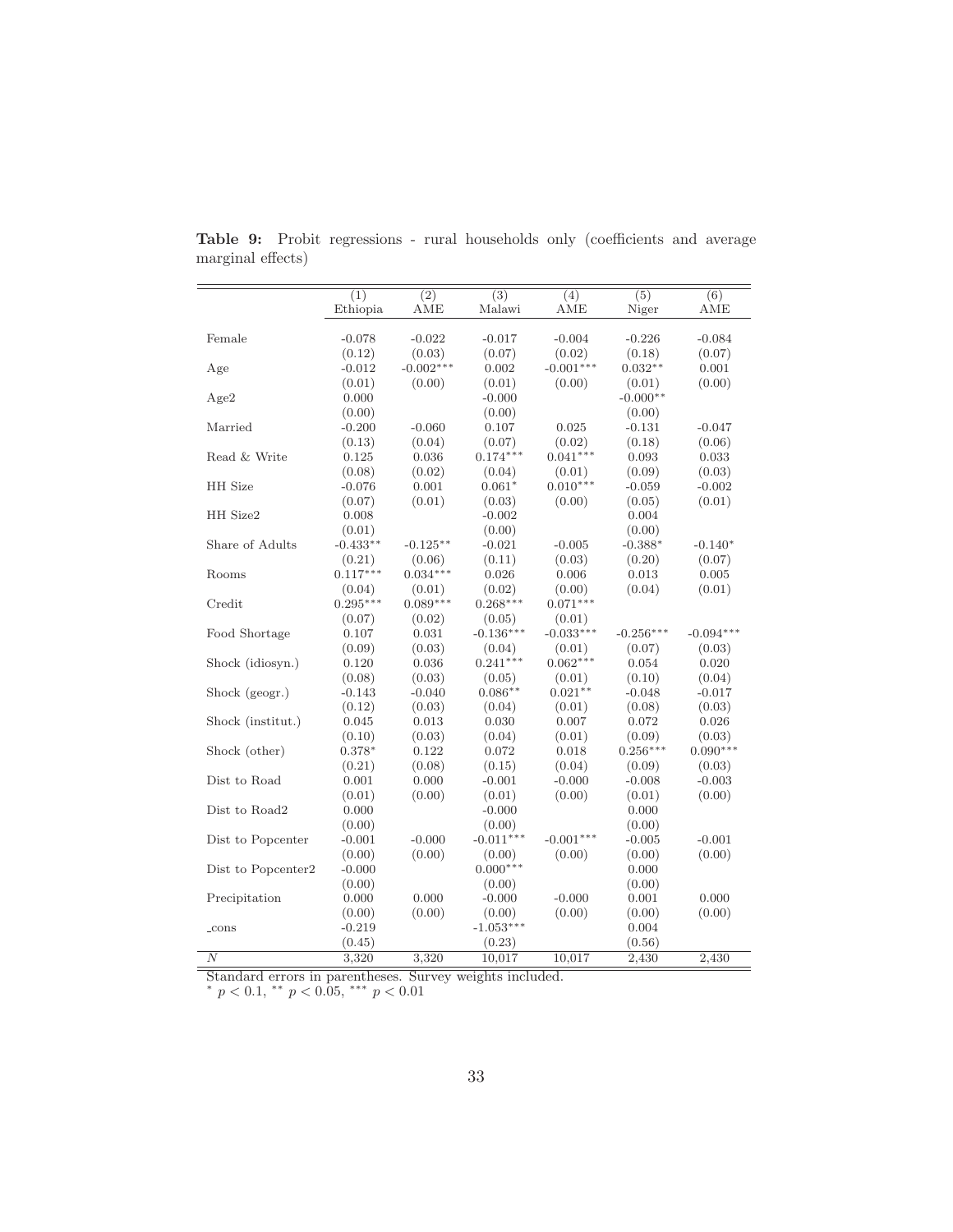**Table 9:** Probit regressions - rural households only (coefficients and average marginal effects)

| | (1) | (2) | (3) | (4) | (5) | (6) |
|---|---|---|---|---|---|---|
| | Ethiopia | AME | Malawi | AME | Niger | AME |
| Female | -0.078 | -0.022 | -0.017 | -0.004 | -0.226 | -0.084 |
| | (0.12) | (0.03) | (0.07) | (0.02) | (0.18) | (0.07) |
| Age | -0.012 | -0.002*** | 0.002 | -0.001*** | 0.032** | 0.001 |
| | (0.01) | (0.00) | (0.01) | (0.00) | (0.01) | (0.00) |
| Age2 | 0.000 | | -0.000 | | -0.000** | |
| | (0.00) | | (0.00) | | (0.00) | |
| Married | -0.200 | -0.060 | 0.107 | 0.025 | -0.131 | -0.047 |
| | (0.13) | (0.04) | (0.07) | (0.02) | (0.18) | (0.06) |
| Read & Write | 0.125 | 0.036 | 0.174*** | 0.041*** | 0.093 | 0.033 |
| | (0.08) | (0.02) | (0.04) | (0.01) | (0.09) | (0.03) |
| HH Size | -0.076 | 0.001 | 0.061* | 0.010*** | -0.059 | -0.002 |
| | (0.07) | (0.01) | (0.03) | (0.00) | (0.05) | (0.01) |
| HH Size2 | 0.008 | | -0.002 | | 0.004 | |
| | (0.01) | | (0.00) | | (0.00) | |
| Share of Adults | -0.433** | -0.125** | -0.021 | -0.005 | -0.388* | -0.140* |
| | (0.21) | (0.06) | (0.11) | (0.03) | (0.20) | (0.07) |
| Rooms | 0.117*** | 0.034*** | 0.026 | 0.006 | 0.013 | 0.005 |
| | (0.04) | (0.01) | (0.02) | (0.00) | (0.04) | (0.01) |
| Credit | 0.295*** | 0.089*** | 0.268*** | 0.071*** | | |
| | (0.07) | (0.02) | (0.05) | (0.01) | | |
| Food Shortage | 0.107 | 0.031 | -0.136*** | -0.033*** | -0.256*** | -0.094*** |
| | (0.09) | (0.03) | (0.04) | (0.01) | (0.07) | (0.03) |
| Shock (idiosyn.) | 0.120 | 0.036 | 0.241*** | 0.062*** | 0.054 | 0.020 |
| | (0.08) | (0.03) | (0.05) | (0.01) | (0.10) | (0.04) |
| Shock (geogr.) | -0.143 | -0.040 | 0.086** | 0.021** | -0.048 | -0.017 |
| | (0.12) | (0.03) | (0.04) | (0.01) | (0.08) | (0.03) |
| Shock (institut.) | 0.045 | 0.013 | 0.030 | 0.007 | 0.072 | 0.026 |
| | (0.10) | (0.03) | (0.04) | (0.01) | (0.09) | (0.03) |
| Shock (other) | 0.378* | 0.122 | 0.072 | 0.018 | 0.256*** | 0.090*** |
| | (0.21) | (0.08) | (0.15) | (0.04) | (0.09) | (0.03) |
| Dist to Road | 0.001 | 0.000 | -0.001 | -0.000 | -0.008 | -0.003 |
| | (0.01) | (0.00) | (0.01) | (0.00) | (0.01) | (0.00) |
| Dist to Road2 | 0.000 | | -0.000 | | 0.000 | |
| | (0.00) | | (0.00) | | (0.00) | |
| Dist to Popcenter | -0.001 | -0.000 | -0.011*** | -0.001*** | -0.005 | -0.001 |
| | (0.00) | (0.00) | (0.00) | (0.00) | (0.00) | (0.00) |
| Dist to Popcenter2 | -0.000 | | 0.000*** | | 0.000 | |
| | (0.00) | | (0.00) | | (0.00) | |
| Precipitation | 0.000 | 0.000 | -0.000 | -0.000 | 0.001 | 0.000 |
| | (0.00) | (0.00) | (0.00) | (0.00) | (0.00) | (0.00) |
| _cons | -0.219 | | -1.053*** | | 0.004 | |
| | (0.45) | | (0.23) | | (0.56) | |
| $N$ | 3,320 | 3,320 | 10,017 | 10,017 | 2,430 | 2,430 |

Standard errors in parentheses. Survey weights included.
\* $p < 0.1$, \*\* $p < 0.05$, \*\*\* $p < 0.01$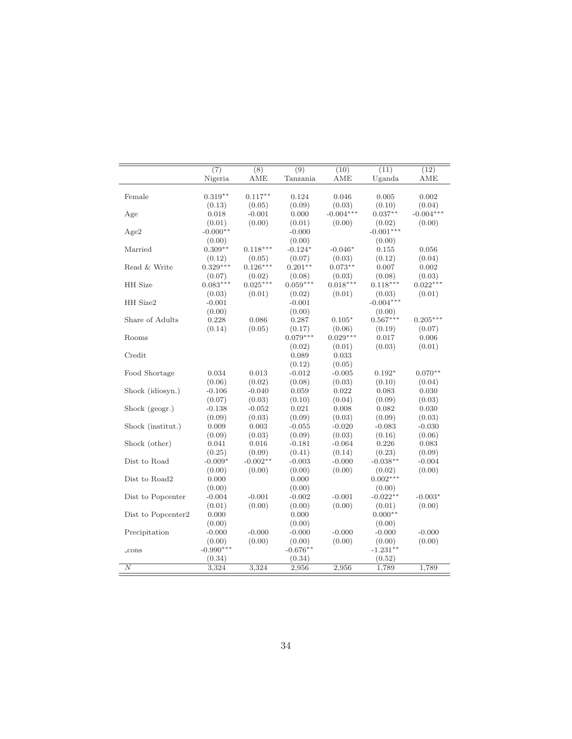| | (7) Nigeria | (8) AME | (9) Tanzania | (10) AME | (11) Uganda | (12) AME |
|---|---|---|---|---|---|---|
| Female | 0.319** | 0.117** | 0.124 | 0.046 | 0.005 | 0.002 |
| | (0.13) | (0.05) | (0.09) | (0.03) | (0.10) | (0.04) |
| Age | 0.018 | -0.001 | 0.000 | -0.004*** | 0.037** | -0.004*** |
| | (0.01) | (0.00) | (0.01) | (0.00) | (0.02) | (0.00) |
| Age2 | -0.000** | | -0.000 | | -0.001*** | |
| | (0.00) | | (0.00) | | (0.00) | |
| Married | 0.309** | 0.118*** | -0.124* | -0.046* | 0.155 | 0.056 |
| | (0.12) | (0.05) | (0.07) | (0.03) | (0.12) | (0.04) |
| Read & Write | 0.329*** | 0.126*** | 0.201** | 0.073** | 0.007 | 0.002 |
| | (0.07) | (0.02) | (0.08) | (0.03) | (0.08) | (0.03) |
| HH Size | 0.083*** | 0.025*** | 0.059*** | 0.018*** | 0.118*** | 0.022*** |
| | (0.03) | (0.01) | (0.02) | (0.01) | (0.03) | (0.01) |
| HH Size2 | -0.001 | | -0.001 | | -0.004*** | |
| | (0.00) | | (0.00) | | (0.00) | |
| Share of Adults | 0.228 | 0.086 | 0.287 | 0.105* | 0.567*** | 0.205*** |
| | (0.14) | (0.05) | (0.17) | (0.06) | (0.19) | (0.07) |
| Rooms | | | 0.079*** | 0.029*** | 0.017 | 0.006 |
| | | | (0.02) | (0.01) | (0.03) | (0.01) |
| Credit | | | 0.089 | 0.033 | | |
| | | | (0.12) | (0.05) | | |
| Food Shortage | 0.034 | 0.013 | -0.012 | -0.005 | 0.192* | 0.070** |
| | (0.06) | (0.02) | (0.08) | (0.03) | (0.10) | (0.04) |
| Shock (idiosyn.) | -0.106 | -0.040 | 0.059 | 0.022 | 0.083 | 0.030 |
| | (0.07) | (0.03) | (0.10) | (0.04) | (0.09) | (0.03) |
| Shock (geogr.) | -0.138 | -0.052 | 0.021 | 0.008 | 0.082 | 0.030 |
| | (0.09) | (0.03) | (0.09) | (0.03) | (0.09) | (0.03) |
| Shock (institut.) | 0.009 | 0.003 | -0.055 | -0.020 | -0.083 | -0.030 |
| | (0.09) | (0.03) | (0.09) | (0.03) | (0.16) | (0.06) |
| Shock (other) | 0.041 | 0.016 | -0.181 | -0.064 | 0.226 | 0.083 |
| | (0.25) | (0.09) | (0.41) | (0.14) | (0.23) | (0.09) |
| Dist to Road | -0.009* | -0.002** | -0.003 | -0.000 | -0.038** | -0.004 |
| | (0.00) | (0.00) | (0.00) | (0.00) | (0.02) | (0.00) |
| Dist to Road2 | 0.000 | | 0.000 | | 0.002*** | |
| | (0.00) | | (0.00) | | (0.00) | |
| Dist to Popcenter | -0.004 | -0.001 | -0.002 | -0.001 | -0.022** | -0.003* |
| | (0.01) | (0.00) | (0.00) | (0.00) | (0.01) | (0.00) |
| Dist to Popcenter2 | 0.000 | | 0.000 | | 0.000** | |
| | (0.00) | | (0.00) | | (0.00) | |
| Precipitation | -0.000 | -0.000 | -0.000 | -0.000 | -0.000 | -0.000 |
| | (0.00) | (0.00) | (0.00) | (0.00) | (0.00) | (0.00) |
| _cons | -0.990*** | | -0.676** | | -1.231** | |
| | (0.34) | | (0.34) | | (0.52) | |
| $N$ | 3,324 | 3,324 | 2,956 | 2,956 | 1,789 | 1,789 |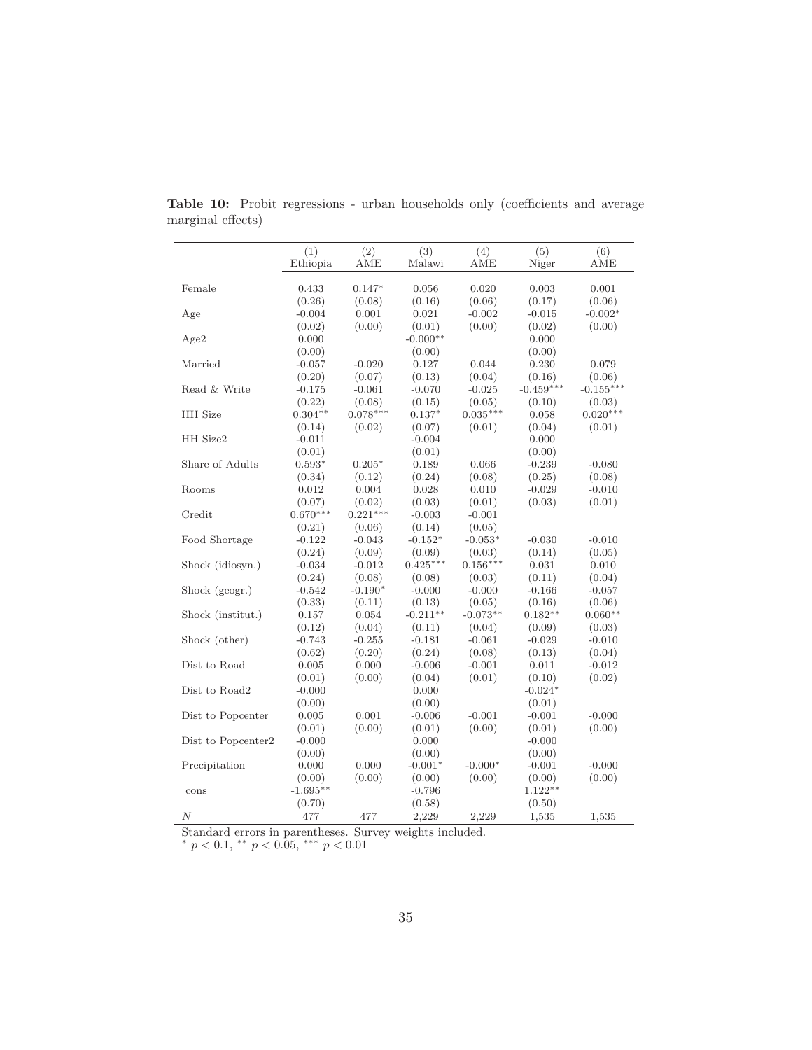**Table 10:** Probit regressions - urban households only (coefficients and average marginal effects)

| | (1) Ethiopia | (2) AME | (3) Malawi | (4) AME | (5) Niger | (6) AME |
|---|---|---|---|---|---|---|
| Female | 0.433 | 0.147* | 0.056 | 0.020 | 0.003 | 0.001 |
| | (0.26) | (0.08) | (0.16) | (0.06) | (0.17) | (0.06) |
| Age | -0.004 | 0.001 | 0.021 | -0.002 | -0.015 | -0.002* |
| | (0.02) | (0.00) | (0.01) | (0.00) | (0.02) | (0.00) |
| Age2 | 0.000 | | -0.000** | | 0.000 | |
| | (0.00) | | (0.00) | | (0.00) | |
| Married | -0.057 | -0.020 | 0.127 | 0.044 | 0.230 | 0.079 |
| | (0.20) | (0.07) | (0.13) | (0.04) | (0.16) | (0.06) |
| Read & Write | -0.175 | -0.061 | -0.070 | -0.025 | -0.459*** | -0.155*** |
| | (0.22) | (0.08) | (0.15) | (0.05) | (0.10) | (0.03) |
| HH Size | 0.304** | 0.078*** | 0.137* | 0.035*** | 0.058 | 0.020*** |
| | (0.14) | (0.02) | (0.07) | (0.01) | (0.04) | (0.01) |
| HH Size2 | -0.011 | | -0.004 | | 0.000 | |
| | (0.01) | | (0.01) | | (0.00) | |
| Share of Adults | 0.593* | 0.205* | 0.189 | 0.066 | -0.239 | -0.080 |
| | (0.34) | (0.12) | (0.24) | (0.08) | (0.25) | (0.08) |
| Rooms | 0.012 | 0.004 | 0.028 | 0.010 | -0.029 | -0.010 |
| | (0.07) | (0.02) | (0.03) | (0.01) | (0.03) | (0.01) |
| Credit | 0.670*** | 0.221*** | -0.003 | -0.001 | | |
| | (0.21) | (0.06) | (0.14) | (0.05) | | |
| Food Shortage | -0.122 | -0.043 | -0.152* | -0.053* | -0.030 | -0.010 |
| | (0.24) | (0.09) | (0.09) | (0.03) | (0.14) | (0.05) |
| Shock (idiosyn.) | -0.034 | -0.012 | 0.425*** | 0.156*** | 0.031 | 0.010 |
| | (0.24) | (0.08) | (0.08) | (0.03) | (0.11) | (0.04) |
| Shock (geogr.) | -0.542 | -0.190* | -0.000 | -0.000 | -0.166 | -0.057 |
| | (0.33) | (0.11) | (0.13) | (0.05) | (0.16) | (0.06) |
| Shock (institut.) | 0.157 | 0.054 | -0.211** | -0.073** | 0.182** | 0.060** |
| | (0.12) | (0.04) | (0.11) | (0.04) | (0.09) | (0.03) |
| Shock (other) | -0.743 | -0.255 | -0.181 | -0.061 | -0.029 | -0.010 |
| | (0.62) | (0.20) | (0.24) | (0.08) | (0.13) | (0.04) |
| Dist to Road | 0.005 | 0.000 | -0.006 | -0.001 | 0.011 | -0.012 |
| | (0.01) | (0.00) | (0.04) | (0.01) | (0.10) | (0.02) |
| Dist to Road2 | -0.000 | | 0.000 | | -0.024* | |
| | (0.00) | | (0.00) | | (0.01) | |
| Dist to Popcenter | 0.005 | 0.001 | -0.006 | -0.001 | -0.001 | -0.000 |
| | (0.01) | (0.00) | (0.01) | (0.00) | (0.01) | (0.00) |
| Dist to Popcenter2 | -0.000 | | 0.000 | | -0.000 | |
| | (0.00) | | (0.00) | | (0.00) | |
| Precipitation | 0.000 | 0.000 | -0.001* | -0.000* | -0.001 | -0.000 |
| | (0.00) | (0.00) | (0.00) | (0.00) | (0.00) | (0.00) |
| _cons | -1.695** | | -0.796 | | 1.122** | |
| | (0.70) | | (0.58) | | (0.50) | |
| $N$ | 477 | 477 | 2,229 | 2,229 | 1,535 | 1,535 |

Standard errors in parentheses. Survey weights included.
$^{*}$ $p < 0.1$, $^{**}$ $p < 0.05$, $^{***}$ $p < 0.01$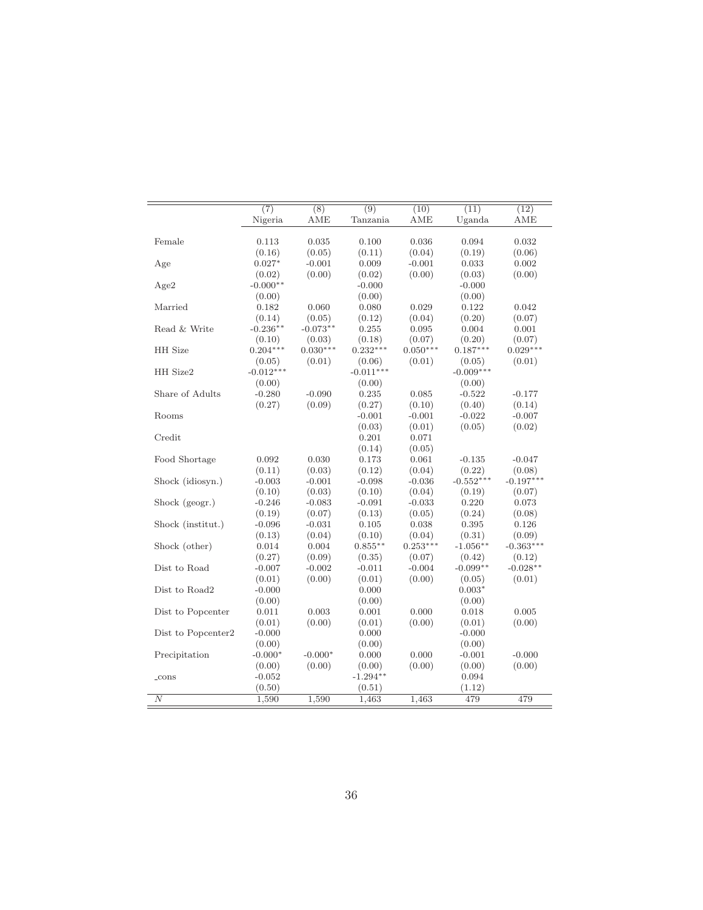| | (7) Nigeria | (8) AME | (9) Tanzania | (10) AME | (11) Uganda | (12) AME |
|---|---|---|---|---|---|---|
| Female | 0.113 | 0.035 | 0.100 | 0.036 | 0.094 | 0.032 |
| | (0.16) | (0.05) | (0.11) | (0.04) | (0.19) | (0.06) |
| Age | 0.027* | -0.001 | 0.009 | -0.001 | 0.033 | 0.002 |
| | (0.02) | (0.00) | (0.02) | (0.00) | (0.03) | (0.00) |
| Age2 | -0.000** | | -0.000 | | -0.000 | |
| | (0.00) | | (0.00) | | (0.00) | |
| Married | 0.182 | 0.060 | 0.080 | 0.029 | 0.122 | 0.042 |
| | (0.14) | (0.05) | (0.12) | (0.04) | (0.20) | (0.07) |
| Read & Write | -0.236** | -0.073** | 0.255 | 0.095 | 0.004 | 0.001 |
| | (0.10) | (0.03) | (0.18) | (0.07) | (0.20) | (0.07) |
| HH Size | 0.204*** | 0.030*** | 0.232*** | 0.050*** | 0.187*** | 0.029*** |
| | (0.05) | (0.01) | (0.06) | (0.01) | (0.05) | (0.01) |
| HH Size2 | -0.012*** | | -0.011*** | | -0.009*** | |
| | (0.00) | | (0.00) | | (0.00) | |
| Share of Adults | -0.280 | -0.090 | 0.235 | 0.085 | -0.522 | -0.177 |
| | (0.27) | (0.09) | (0.27) | (0.10) | (0.40) | (0.14) |
| Rooms | | | -0.001 | -0.001 | -0.022 | -0.007 |
| | | | (0.03) | (0.01) | (0.05) | (0.02) |
| Credit | | | 0.201 | 0.071 | | |
| | | | (0.14) | (0.05) | | |
| Food Shortage | 0.092 | 0.030 | 0.173 | 0.061 | -0.135 | -0.047 |
| | (0.11) | (0.03) | (0.12) | (0.04) | (0.22) | (0.08) |
| Shock (idiosyn.) | -0.003 | -0.001 | -0.098 | -0.036 | -0.552*** | -0.197*** |
| | (0.10) | (0.03) | (0.10) | (0.04) | (0.19) | (0.07) |
| Shock (geogr.) | -0.246 | -0.083 | -0.091 | -0.033 | 0.220 | 0.073 |
| | (0.19) | (0.07) | (0.13) | (0.05) | (0.24) | (0.08) |
| Shock (institut.) | -0.096 | -0.031 | 0.105 | 0.038 | 0.395 | 0.126 |
| | (0.13) | (0.04) | (0.10) | (0.04) | (0.31) | (0.09) |
| Shock (other) | 0.014 | 0.004 | 0.855** | 0.253*** | -1.056** | -0.363*** |
| | (0.27) | (0.09) | (0.35) | (0.07) | (0.42) | (0.12) |
| Dist to Road | -0.007 | -0.002 | -0.011 | -0.004 | -0.099** | -0.028** |
| | (0.01) | (0.00) | (0.01) | (0.00) | (0.05) | (0.01) |
| Dist to Road2 | -0.000 | | 0.000 | | 0.003* | |
| | (0.00) | | (0.00) | | (0.00) | |
| Dist to Popcenter | 0.011 | 0.003 | 0.001 | 0.000 | 0.018 | 0.005 |
| | (0.01) | (0.00) | (0.01) | (0.00) | (0.01) | (0.00) |
| Dist to Popcenter2 | -0.000 | | 0.000 | | -0.000 | |
| | (0.00) | | (0.00) | | (0.00) | |
| Precipitation | -0.000* | -0.000* | 0.000 | 0.000 | -0.001 | -0.000 |
| | (0.00) | (0.00) | (0.00) | (0.00) | (0.00) | (0.00) |
| _cons | -0.052 | | -1.294** | | 0.094 | |
| | (0.50) | | (0.51) | | (1.12) | |
| $N$ | 1,590 | 1,590 | 1,463 | 1,463 | 479 | 479 |